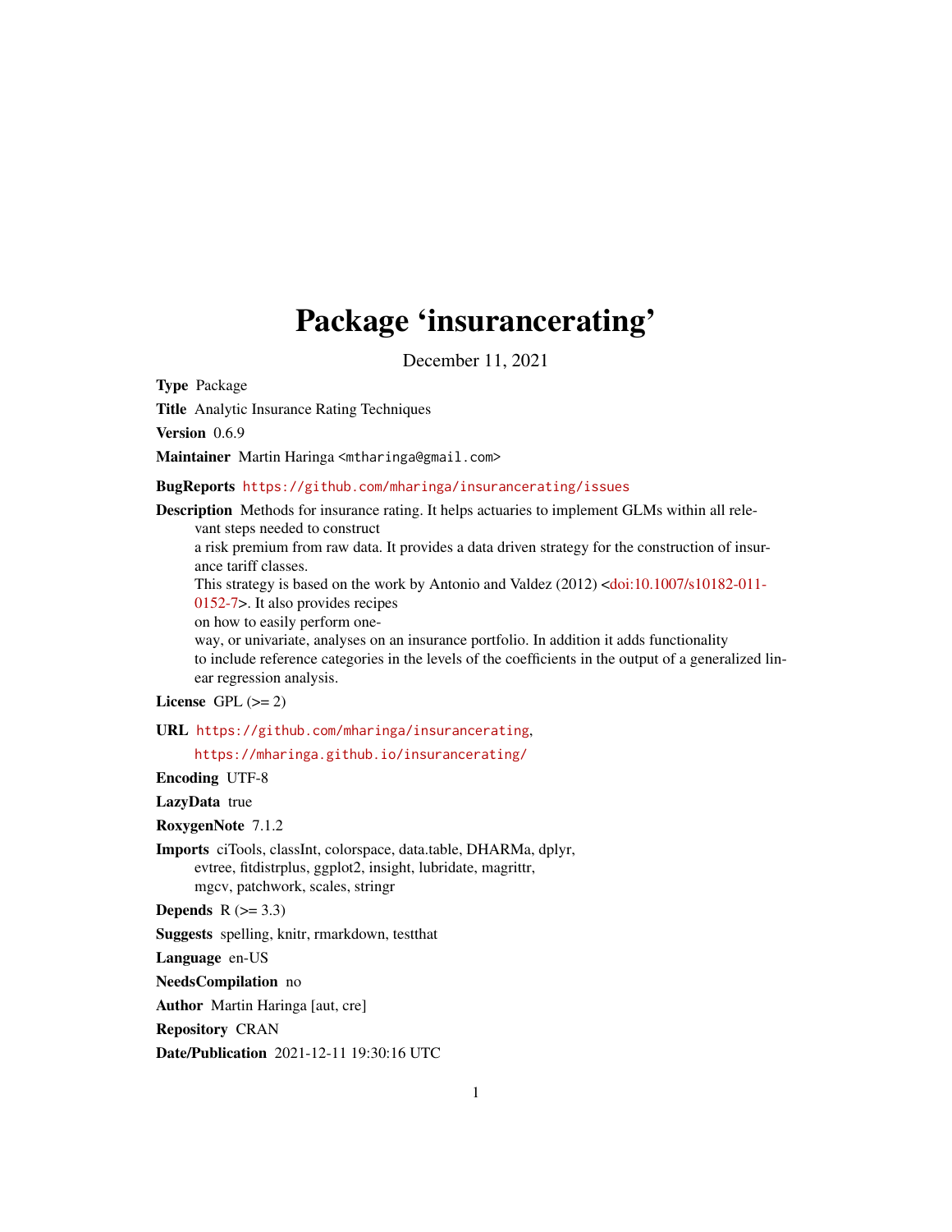# Package 'insurancerating'

December 11, 2021

**Type** Package

**Title** Analytic Insurance Rating Techniques

**Version** 0.6.9

**Maintainer** Martin Haringa <mtharinga@gmail.com>

**BugReports** https://github.com/mharinga/insurancerating/issues

**Description** Methods for insurance rating. It helps actuaries to implement GLMs within all relevant steps needed to construct
a risk premium from raw data. It provides a data driven strategy for the construction of insurance tariff classes.
This strategy is based on the work by Antonio and Valdez (2012) <doi:10.1007/s10182-011-0152-7>. It also provides recipes
on how to easily perform one-
way, or univariate, analyses on an insurance portfolio. In addition it adds functionality
to include reference categories in the levels of the coefficients in the output of a generalized linear regression analysis.

**License** GPL (>= 2)

**URL** https://github.com/mharinga/insurancerating,
https://mharinga.github.io/insurancerating/

**Encoding** UTF-8

**LazyData** true

**RoxygenNote** 7.1.2

**Imports** ciTools, classInt, colorspace, data.table, DHARMa, dplyr,
evtree, fitdistrplus, ggplot2, insight, lubridate, magrittr,
mgcv, patchwork, scales, stringr

**Depends** R (>= 3.3)

**Suggests** spelling, knitr, rmarkdown, testthat

**Language** en-US

**NeedsCompilation** no

**Author** Martin Haringa [aut, cre]

**Repository** CRAN

**Date/Publication** 2021-12-11 19:30:16 UTC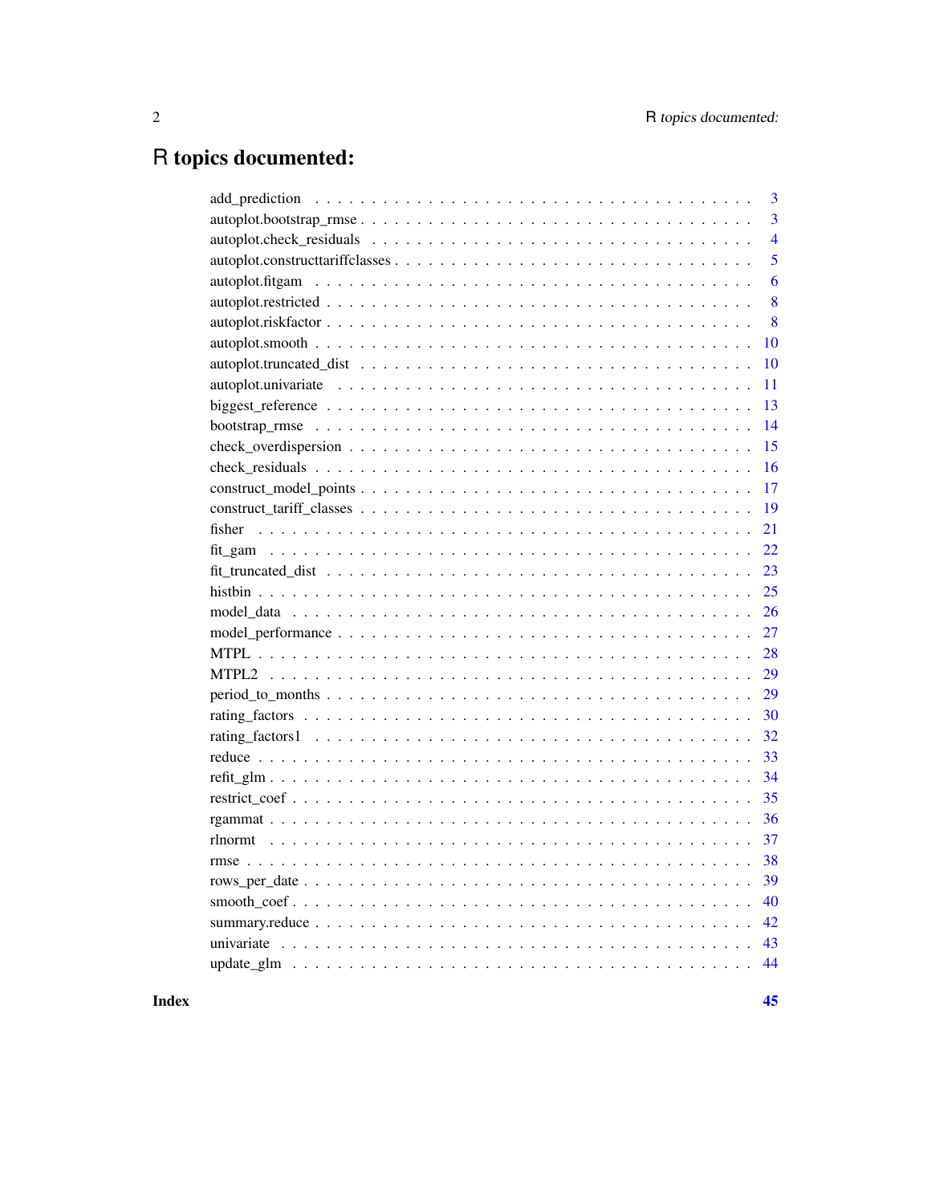# R topics documented:

| | |
|---|---|
| add_prediction | 3 |
| autoplot.bootstrap_rmse | 3 |
| autoplot.check_residuals | 4 |
| autoplot.constructtariffclasses | 5 |
| autoplot.fitgam | 6 |
| autoplot.restricted | 8 |
| autoplot.riskfactor | 8 |
| autoplot.smooth | 10 |
| autoplot.truncated_dist | 10 |
| autoplot.univariate | 11 |
| biggest_reference | 13 |
| bootstrap_rmse | 14 |
| check_overdispersion | 15 |
| check_residuals | 16 |
| construct_model_points | 17 |
| construct_tariff_classes | 19 |
| fisher | 21 |
| fit_gam | 22 |
| fit_truncated_dist | 23 |
| histbin | 25 |
| model_data | 26 |
| model_performance | 27 |
| MTPL | 28 |
| MTPL2 | 29 |
| period_to_months | 29 |
| rating_factors | 30 |
| rating_factors1 | 32 |
| reduce | 33 |
| refit_glm | 34 |
| restrict_coef | 35 |
| rgammat | 36 |
| rlnormt | 37 |
| rmse | 38 |
| rows_per_date | 39 |
| smooth_coef | 40 |
| summary.reduce | 42 |
| univariate | 43 |
| update_glm | 44 |

**Index** **45**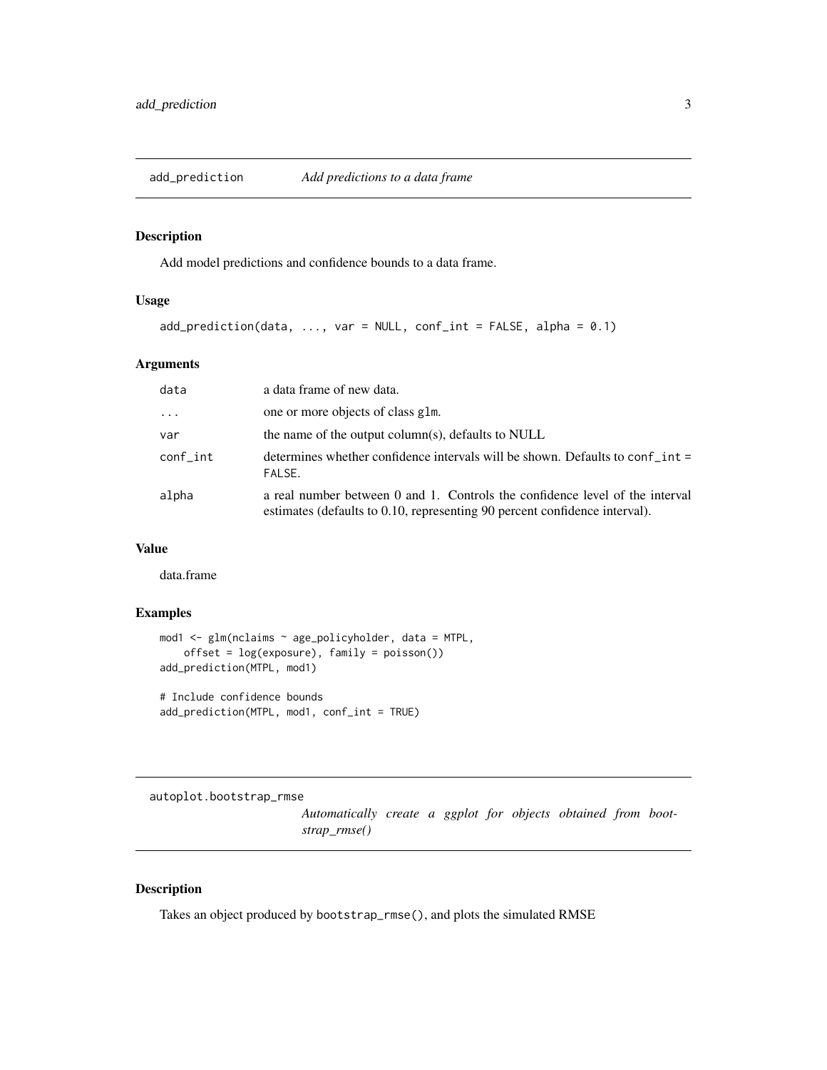## add_prediction *Add predictions to a data frame*

### Description

Add model predictions and confidence bounds to a data frame.

### Usage

```
add_prediction(data, ..., var = NULL, conf_int = FALSE, alpha = 0.1)
```

### Arguments

| | |
|---|---|
| data | a data frame of new data. |
| ... | one or more objects of class `glm`. |
| var | the name of the output column(s), defaults to NULL |
| conf_int | determines whether confidence intervals will be shown. Defaults to `conf_int = FALSE`. |
| alpha | a real number between 0 and 1. Controls the confidence level of the interval estimates (defaults to 0.10, representing 90 percent confidence interval). |

### Value

data.frame

### Examples

```
mod1 <- glm(nclaims ~ age_policyholder, data = MTPL,
    offset = log(exposure), family = poisson())
add_prediction(MTPL, mod1)

# Include confidence bounds
add_prediction(MTPL, mod1, conf_int = TRUE)
```

## autoplot.bootstrap_rmse *Automatically create a ggplot for objects obtained from bootstrap_rmse()*

### Description

Takes an object produced by `bootstrap_rmse()`, and plots the simulated RMSE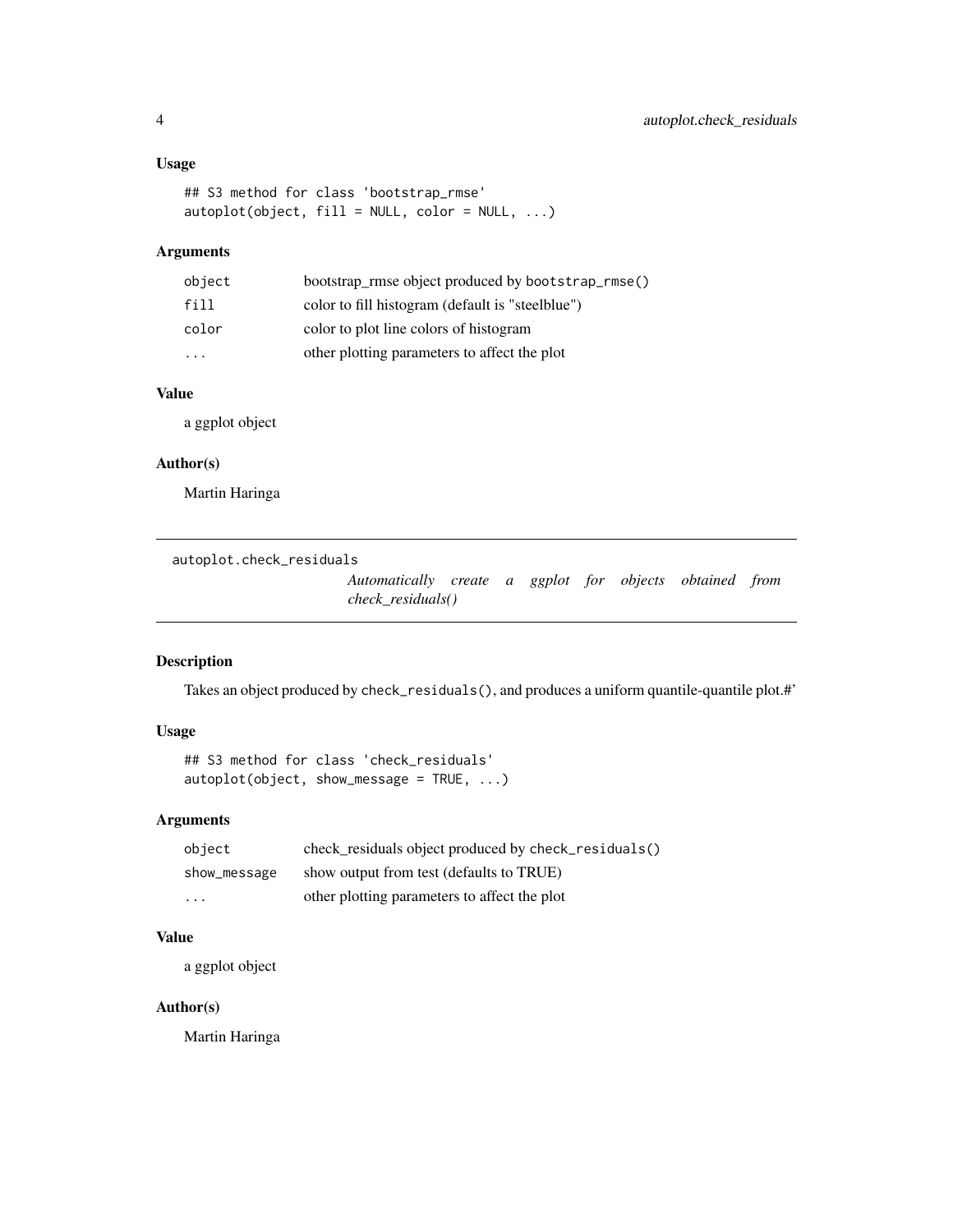### Usage

```
## S3 method for class 'bootstrap_rmse'
autoplot(object, fill = NULL, color = NULL, ...)
```

### Arguments

| | |
|---|---|
| `object` | bootstrap_rmse object produced by `bootstrap_rmse()` |
| `fill` | color to fill histogram (default is "steelblue") |
| `color` | color to plot line colors of histogram |
| `...` | other plotting parameters to affect the plot |

### Value

a ggplot object

### Author(s)

Martin Haringa

---

## autoplot.check_residuals

*Automatically create a ggplot for objects obtained from check_residuals()*

---

### Description

Takes an object produced by `check_residuals()`, and produces a uniform quantile-quantile plot.#'

### Usage

```
## S3 method for class 'check_residuals'
autoplot(object, show_message = TRUE, ...)
```

### Arguments

| | |
|---|---|
| `object` | check_residuals object produced by `check_residuals()` |
| `show_message` | show output from test (defaults to TRUE) |
| `...` | other plotting parameters to affect the plot |

### Value

a ggplot object

### Author(s)

Martin Haringa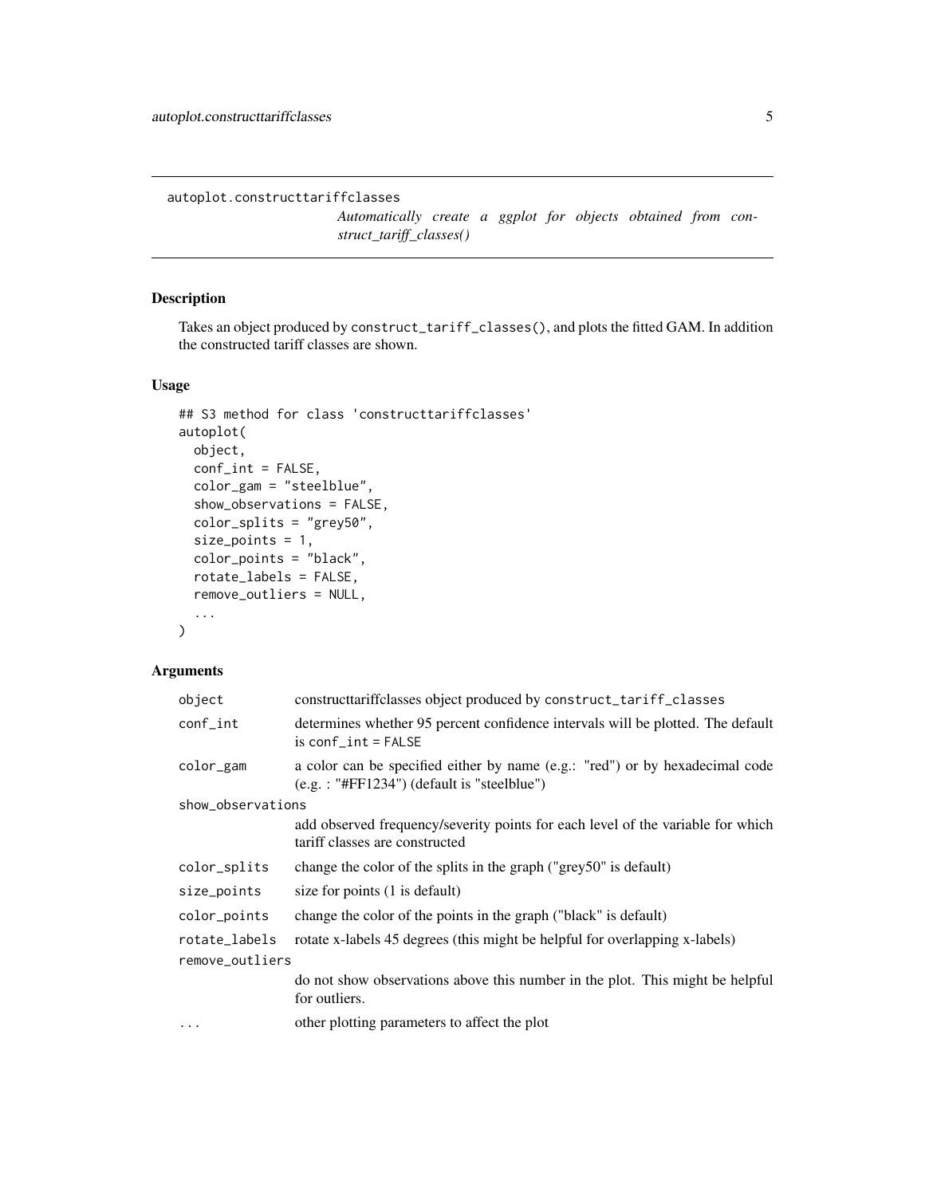`autoplot.constructtariffclasses`

*Automatically create a ggplot for objects obtained from construct_tariff_classes()*

## Description

Takes an object produced by `construct_tariff_classes()`, and plots the fitted GAM. In addition the constructed tariff classes are shown.

## Usage

```
## S3 method for class 'constructtariffclasses'
autoplot(
  object,
  conf_int = FALSE,
  color_gam = "steelblue",
  show_observations = FALSE,
  color_splits = "grey50",
  size_points = 1,
  color_points = "black",
  rotate_labels = FALSE,
  remove_outliers = NULL,
  ...
)
```

## Arguments

| | |
|---|---|
| `object` | constructtariffclasses object produced by `construct_tariff_classes` |
| `conf_int` | determines whether 95 percent confidence intervals will be plotted. The default is `conf_int = FALSE` |
| `color_gam` | a color can be specified either by name (e.g.: "red") or by hexadecimal code (e.g. : "#FF1234") (default is "steelblue") |
| `show_observations` | add observed frequency/severity points for each level of the variable for which tariff classes are constructed |
| `color_splits` | change the color of the splits in the graph ("grey50" is default) |
| `size_points` | size for points (1 is default) |
| `color_points` | change the color of the points in the graph ("black" is default) |
| `rotate_labels` | rotate x-labels 45 degrees (this might be helpful for overlapping x-labels) |
| `remove_outliers` | do not show observations above this number in the plot. This might be helpful for outliers. |
| `...` | other plotting parameters to affect the plot |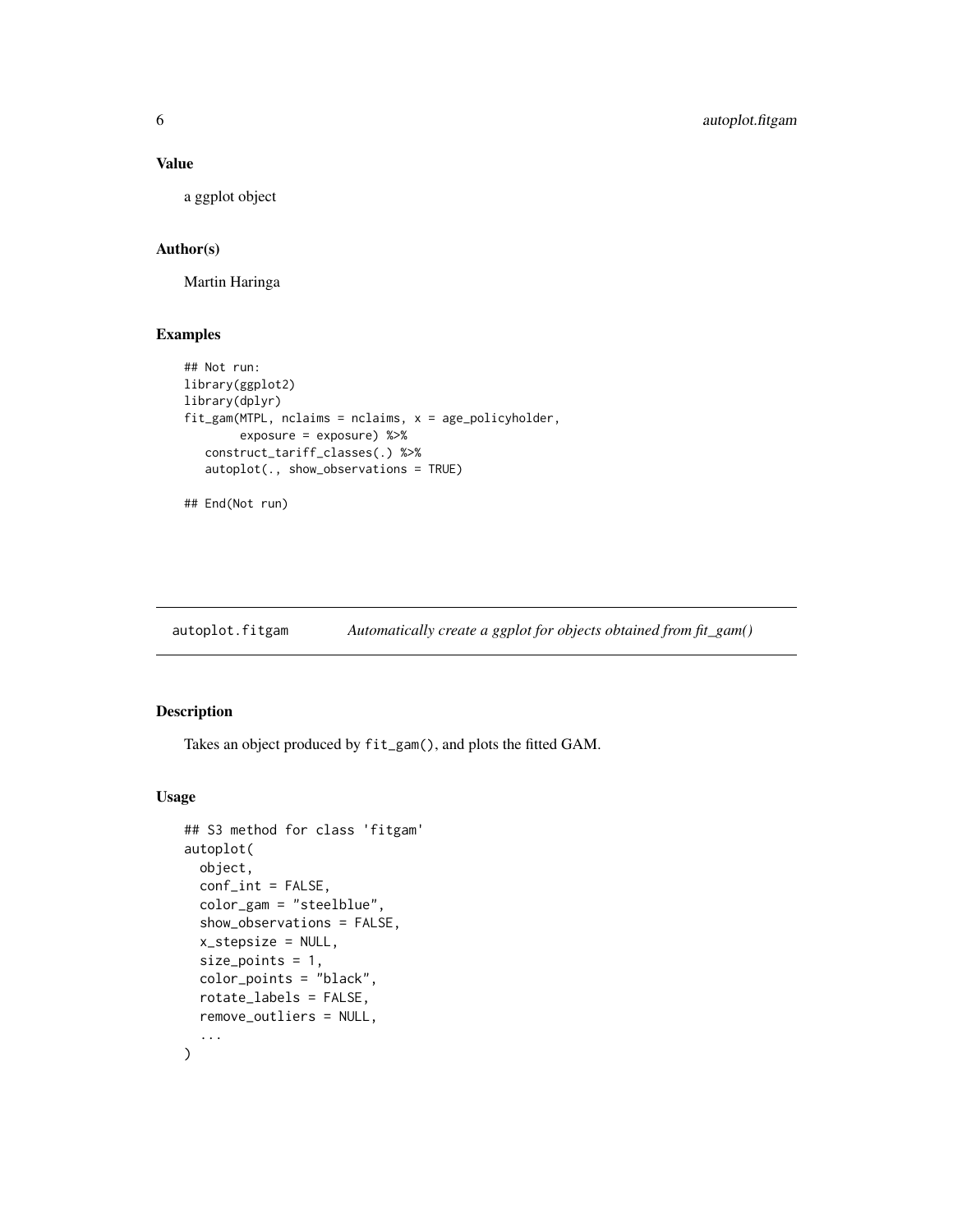### Value

a ggplot object

### Author(s)

Martin Haringa

### Examples

```
## Not run:
library(ggplot2)
library(dplyr)
fit_gam(MTPL, nclaims = nclaims, x = age_policyholder,
        exposure = exposure) %>%
   construct_tariff_classes(.) %>%
   autoplot(., show_observations = TRUE)

## End(Not run)
```

---

## autoplot.fitgam — *Automatically create a ggplot for objects obtained from fit_gam()*

### Description

Takes an object produced by `fit_gam()`, and plots the fitted GAM.

### Usage

```
## S3 method for class 'fitgam'
autoplot(
  object,
  conf_int = FALSE,
  color_gam = "steelblue",
  show_observations = FALSE,
  x_stepsize = NULL,
  size_points = 1,
  color_points = "black",
  rotate_labels = FALSE,
  remove_outliers = NULL,
  ...
)
```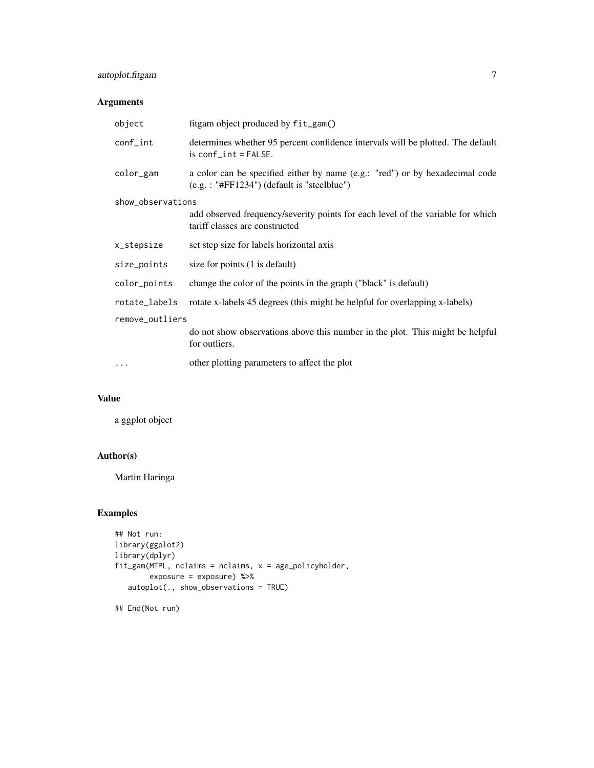## Arguments

| | |
|---|---|
| `object` | fitgam object produced by `fit_gam()` |
| `conf_int` | determines whether 95 percent confidence intervals will be plotted. The default is `conf_int = FALSE`. |
| `color_gam` | a color can be specified either by name (e.g.: "red") or by hexadecimal code (e.g. : "#FF1234") (default is "steelblue") |
| `show_observations` | add observed frequency/severity points for each level of the variable for which tariff classes are constructed |
| `x_stepsize` | set step size for labels horizontal axis |
| `size_points` | size for points (1 is default) |
| `color_points` | change the color of the points in the graph ("black" is default) |
| `rotate_labels` | rotate x-labels 45 degrees (this might be helpful for overlapping x-labels) |
| `remove_outliers` | do not show observations above this number in the plot. This might be helpful for outliers. |
| `...` | other plotting parameters to affect the plot |

## Value

a ggplot object

## Author(s)

Martin Haringa

## Examples

```
## Not run:
library(ggplot2)
library(dplyr)
fit_gam(MTPL, nclaims = nclaims, x = age_policyholder,
        exposure = exposure) %>%
   autoplot(., show_observations = TRUE)

## End(Not run)
```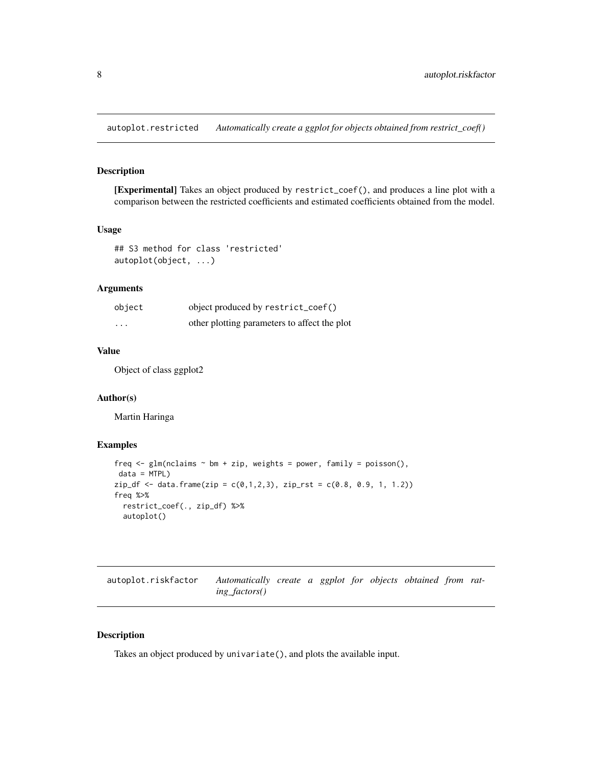## autoplot.restricted *Automatically create a ggplot for objects obtained from restrict_coef()*

### Description

**[Experimental]** Takes an object produced by `restrict_coef()`, and produces a line plot with a comparison between the restricted coefficients and estimated coefficients obtained from the model.

### Usage

```
## S3 method for class 'restricted'
autoplot(object, ...)
```

### Arguments

| | |
|---|---|
| object | object produced by `restrict_coef()` |
| ... | other plotting parameters to affect the plot |

### Value

Object of class ggplot2

### Author(s)

Martin Haringa

### Examples

```
freq <- glm(nclaims ~ bm + zip, weights = power, family = poisson(),
 data = MTPL)
zip_df <- data.frame(zip = c(0,1,2,3), zip_rst = c(0.8, 0.9, 1, 1.2))
freq %>%
  restrict_coef(., zip_df) %>%
  autoplot()
```

## autoplot.riskfactor *Automatically create a ggplot for objects obtained from rating_factors()*

### Description

Takes an object produced by `univariate()`, and plots the available input.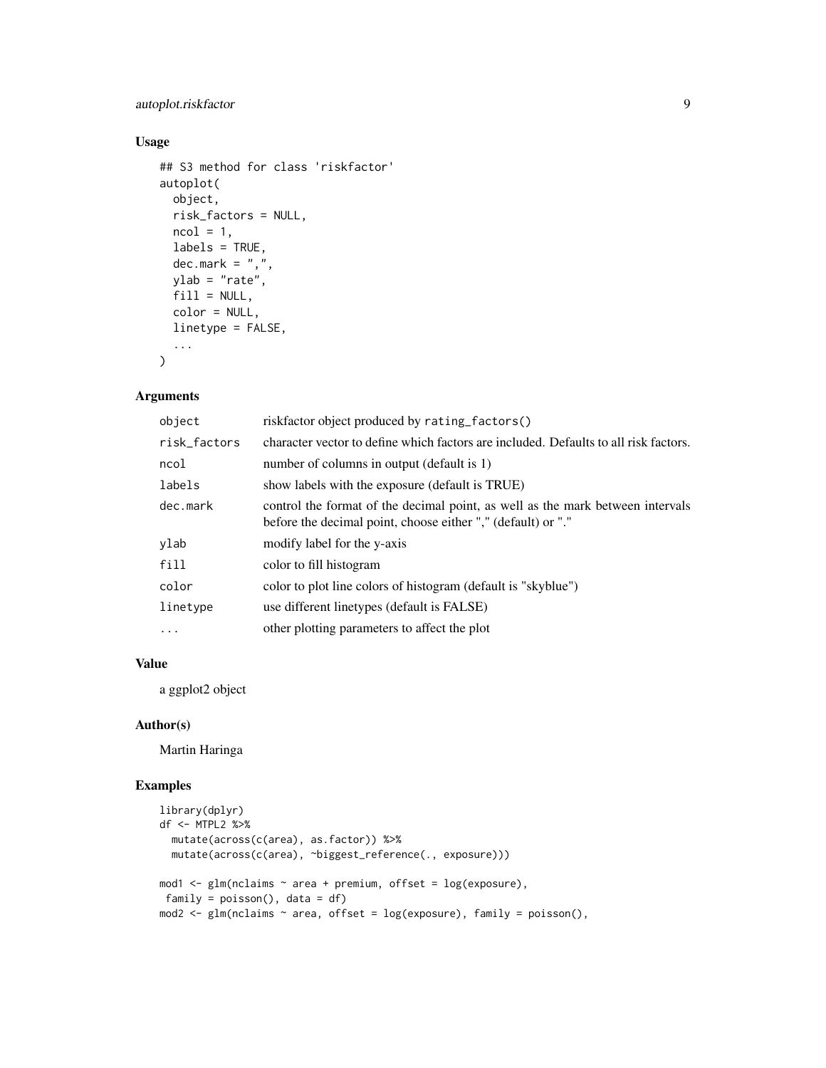### Usage

```
## S3 method for class 'riskfactor'
autoplot(
  object,
  risk_factors = NULL,
  ncol = 1,
  labels = TRUE,
  dec.mark = ",",
  ylab = "rate",
  fill = NULL,
  color = NULL,
  linetype = FALSE,
  ...
)
```

### Arguments

| | |
|---|---|
| `object` | riskfactor object produced by `rating_factors()` |
| `risk_factors` | character vector to define which factors are included. Defaults to all risk factors. |
| `ncol` | number of columns in output (default is 1) |
| `labels` | show labels with the exposure (default is TRUE) |
| `dec.mark` | control the format of the decimal point, as well as the mark between intervals before the decimal point, choose either "," (default) or "." |
| `ylab` | modify label for the y-axis |
| `fill` | color to fill histogram |
| `color` | color to plot line colors of histogram (default is "skyblue") |
| `linetype` | use different linetypes (default is FALSE) |
| `...` | other plotting parameters to affect the plot |

### Value

a ggplot2 object

### Author(s)

Martin Haringa

### Examples

```
library(dplyr)
df <- MTPL2 %>%
  mutate(across(c(area), as.factor)) %>%
  mutate(across(c(area), ~biggest_reference(., exposure)))

mod1 <- glm(nclaims ~ area + premium, offset = log(exposure),
 family = poisson(), data = df)
mod2 <- glm(nclaims ~ area, offset = log(exposure), family = poisson(),
```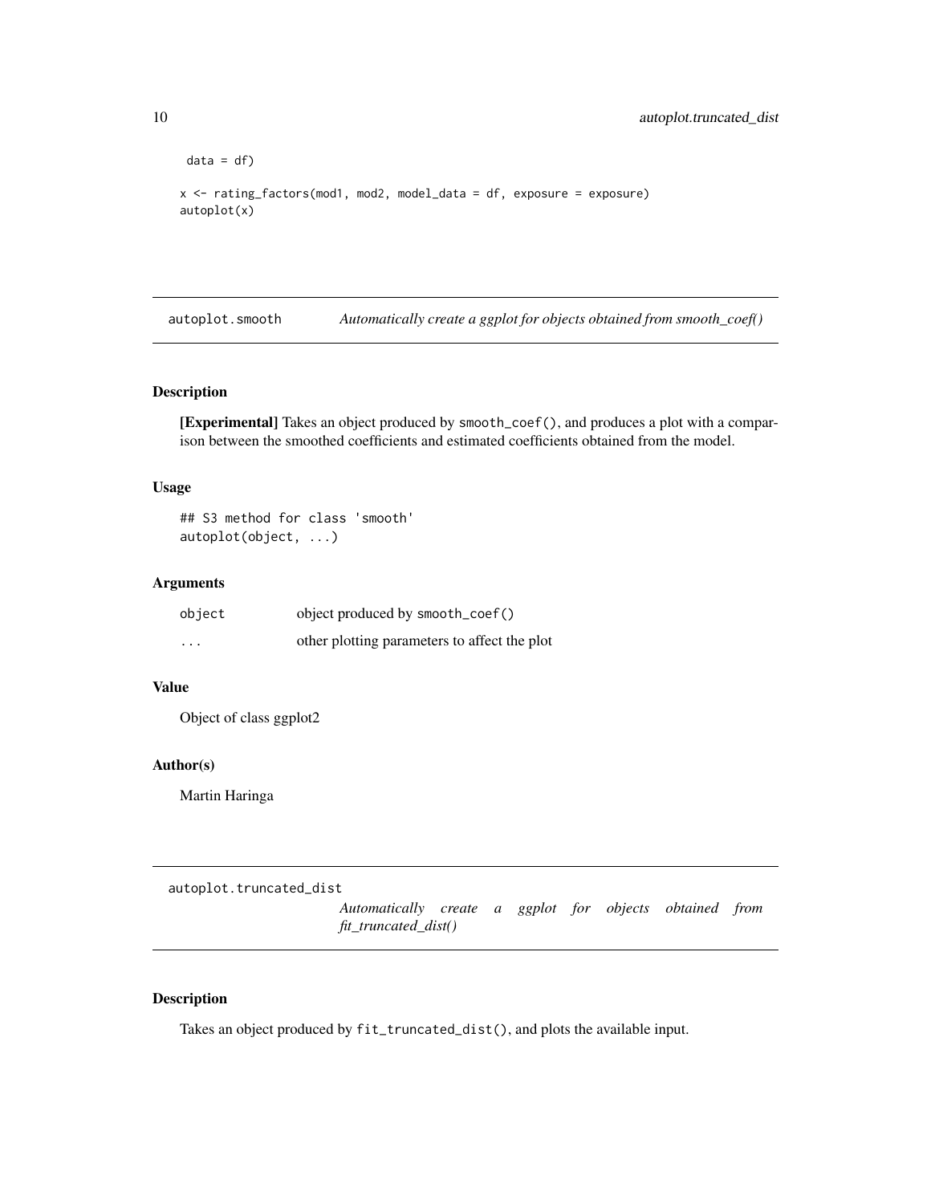```
 data = df)

x <- rating_factors(mod1, mod2, model_data = df, exposure = exposure)
autoplot(x)
```

---

## autoplot.smooth — *Automatically create a ggplot for objects obtained from smooth_coef()*

### Description

**[Experimental]** Takes an object produced by `smooth_coef()`, and produces a plot with a comparison between the smoothed coefficients and estimated coefficients obtained from the model.

### Usage

```
## S3 method for class 'smooth'
autoplot(object, ...)
```

### Arguments

| | |
|---|---|
| `object` | object produced by `smooth_coef()` |
| `...` | other plotting parameters to affect the plot |

### Value

Object of class ggplot2

### Author(s)

Martin Haringa

---

## autoplot.truncated_dist — *Automatically create a ggplot for objects obtained from fit_truncated_dist()*

### Description

Takes an object produced by `fit_truncated_dist()`, and plots the available input.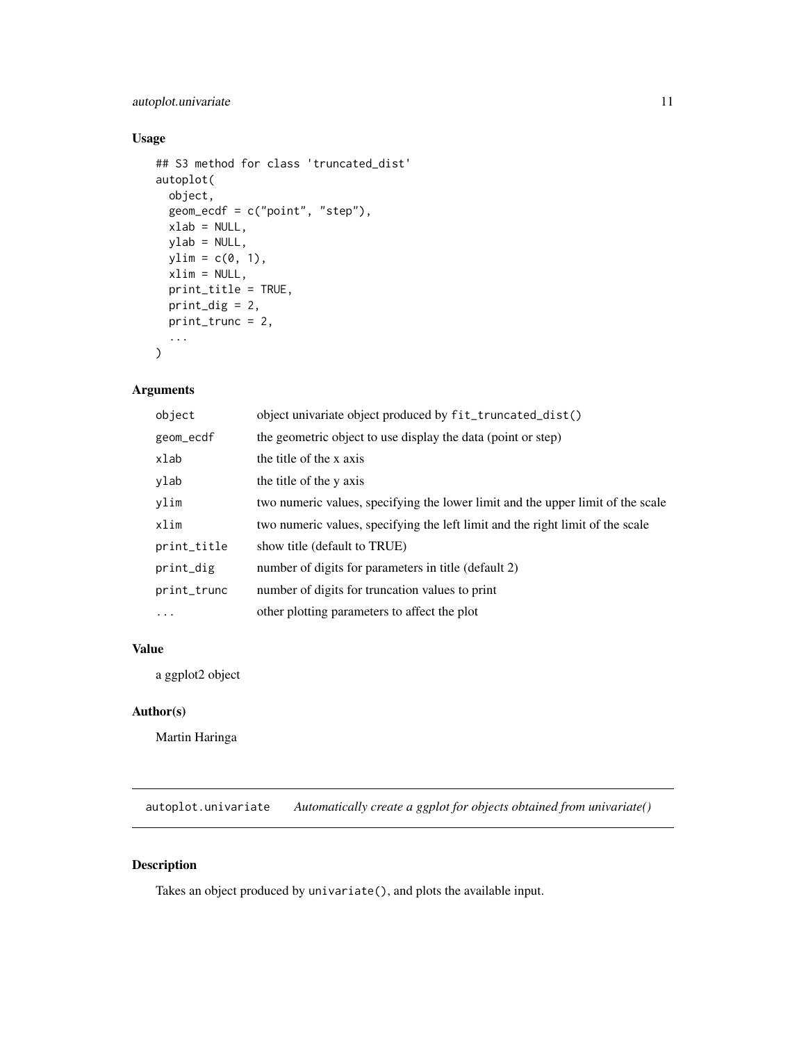### Usage

```
## S3 method for class 'truncated_dist'
autoplot(
  object,
  geom_ecdf = c("point", "step"),
  xlab = NULL,
  ylab = NULL,
  ylim = c(0, 1),
  xlim = NULL,
  print_title = TRUE,
  print_dig = 2,
  print_trunc = 2,
  ...
)
```

### Arguments

| | |
|---|---|
| `object` | object univariate object produced by `fit_truncated_dist()` |
| `geom_ecdf` | the geometric object to use display the data (point or step) |
| `xlab` | the title of the x axis |
| `ylab` | the title of the y axis |
| `ylim` | two numeric values, specifying the lower limit and the upper limit of the scale |
| `xlim` | two numeric values, specifying the left limit and the right limit of the scale |
| `print_title` | show title (default to TRUE) |
| `print_dig` | number of digits for parameters in title (default 2) |
| `print_trunc` | number of digits for truncation values to print |
| `...` | other plotting parameters to affect the plot |

### Value

a ggplot2 object

### Author(s)

Martin Haringa

---

## `autoplot.univariate` *Automatically create a ggplot for objects obtained from univariate()*

---

### Description

Takes an object produced by `univariate()`, and plots the available input.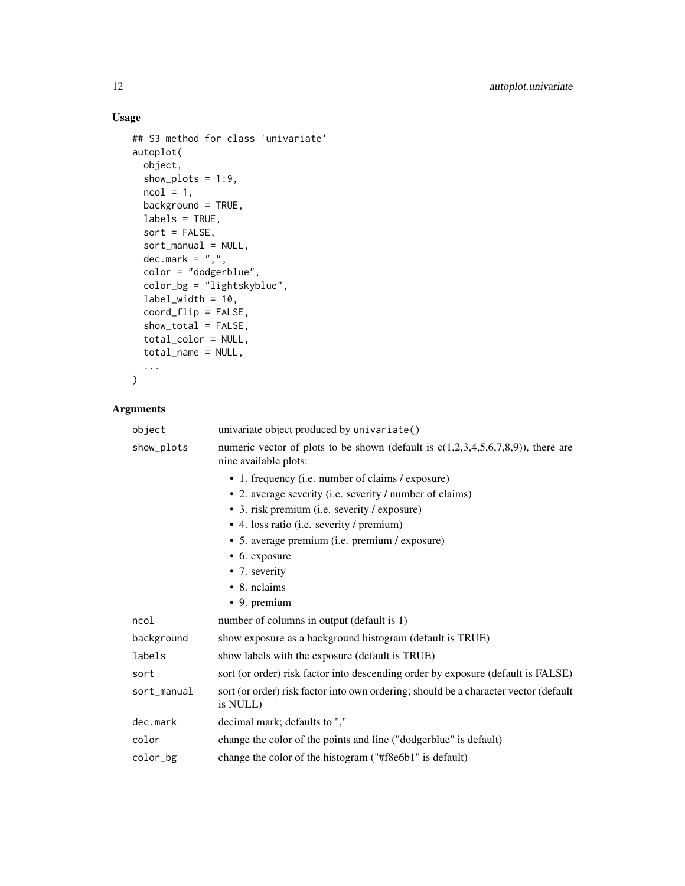## Usage

```
## S3 method for class 'univariate'
autoplot(
  object,
  show_plots = 1:9,
  ncol = 1,
  background = TRUE,
  labels = TRUE,
  sort = FALSE,
  sort_manual = NULL,
  dec.mark = ",",
  color = "dodgerblue",
  color_bg = "lightskyblue",
  label_width = 10,
  coord_flip = FALSE,
  show_total = FALSE,
  total_color = NULL,
  total_name = NULL,
  ...
)
```

## Arguments

| | |
|---|---|
| `object` | univariate object produced by `univariate()` |
| `show_plots` | numeric vector of plots to be shown (default is c(1,2,3,4,5,6,7,8,9)), there are nine available plots:<br>• 1. frequency (i.e. number of claims / exposure)<br>• 2. average severity (i.e. severity / number of claims)<br>• 3. risk premium (i.e. severity / exposure)<br>• 4. loss ratio (i.e. severity / premium)<br>• 5. average premium (i.e. premium / exposure)<br>• 6. exposure<br>• 7. severity<br>• 8. nclaims<br>• 9. premium |
| `ncol` | number of columns in output (default is 1) |
| `background` | show exposure as a background histogram (default is TRUE) |
| `labels` | show labels with the exposure (default is TRUE) |
| `sort` | sort (or order) risk factor into descending order by exposure (default is FALSE) |
| `sort_manual` | sort (or order) risk factor into own ordering; should be a character vector (default is NULL) |
| `dec.mark` | decimal mark; defaults to "," |
| `color` | change the color of the points and line ("dodgerblue" is default) |
| `color_bg` | change the color of the histogram ("#f8e6b1" is default) |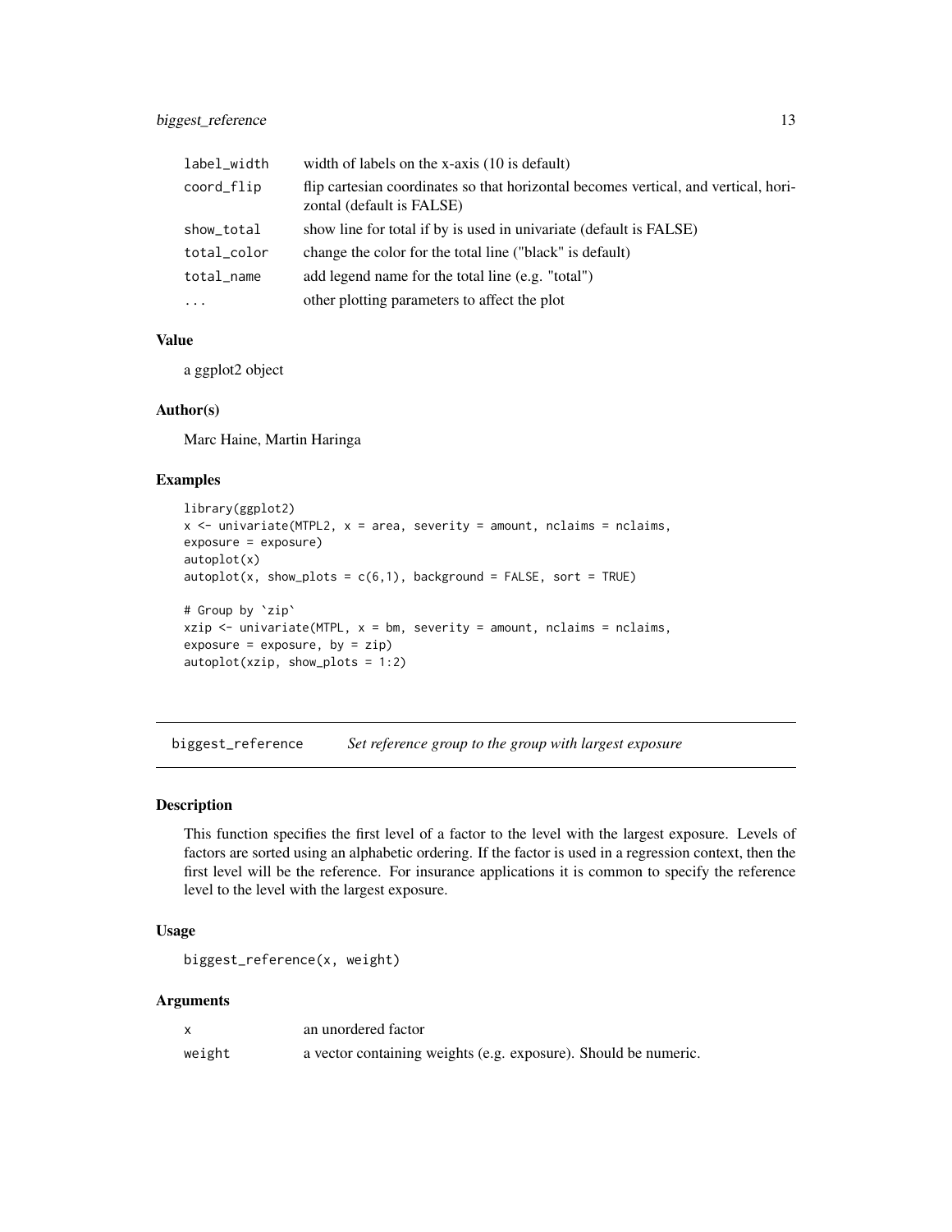| | |
|---|---|
| label_width | width of labels on the x-axis (10 is default) |
| coord_flip | flip cartesian coordinates so that horizontal becomes vertical, and vertical, horizontal (default is FALSE) |
| show_total | show line for total if by is used in univariate (default is FALSE) |
| total_color | change the color for the total line ("black" is default) |
| total_name | add legend name for the total line (e.g. "total") |
| ... | other plotting parameters to affect the plot |

### Value

a ggplot2 object

### Author(s)

Marc Haine, Martin Haringa

### Examples

```
library(ggplot2)
x <- univariate(MTPL2, x = area, severity = amount, nclaims = nclaims,
exposure = exposure)
autoplot(x)
autoplot(x, show_plots = c(6,1), background = FALSE, sort = TRUE)

# Group by `zip`
xzip <- univariate(MTPL, x = bm, severity = amount, nclaims = nclaims,
exposure = exposure, by = zip)
autoplot(xzip, show_plots = 1:2)
```

---

## biggest_reference — *Set reference group to the group with largest exposure*

---

### Description

This function specifies the first level of a factor to the level with the largest exposure. Levels of factors are sorted using an alphabetic ordering. If the factor is used in a regression context, then the first level will be the reference. For insurance applications it is common to specify the reference level to the level with the largest exposure.

### Usage

```
biggest_reference(x, weight)
```

### Arguments

| | |
|---|---|
| x | an unordered factor |
| weight | a vector containing weights (e.g. exposure). Should be numeric. |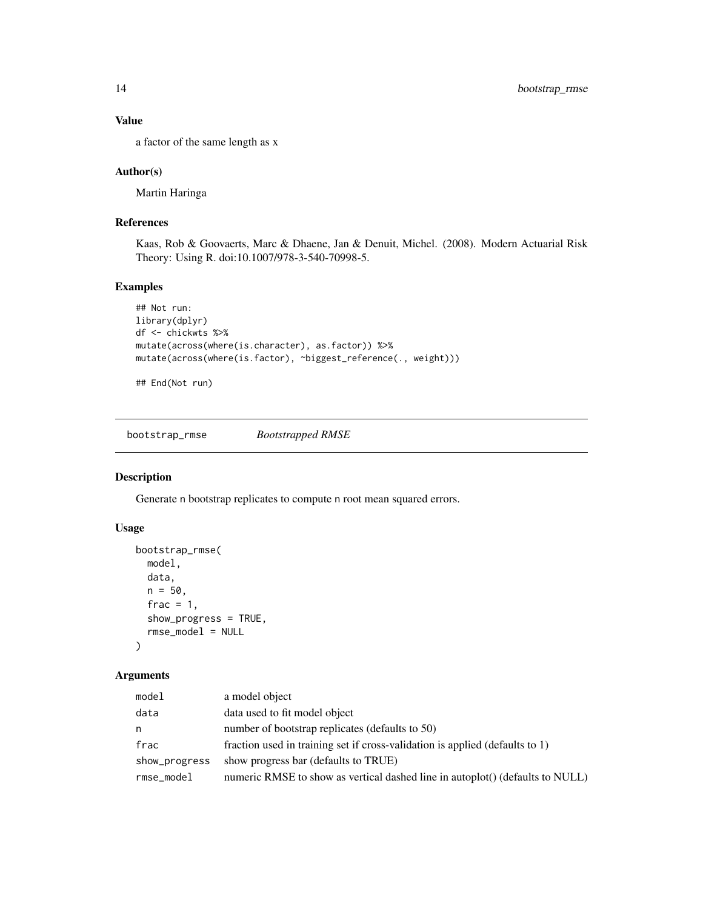### Value

a factor of the same length as x

### Author(s)

Martin Haringa

### References

Kaas, Rob & Goovaerts, Marc & Dhaene, Jan & Denuit, Michel. (2008). Modern Actuarial Risk Theory: Using R. doi:10.1007/978-3-540-70998-5.

### Examples

```
## Not run:
library(dplyr)
df <- chickwts %>%
mutate(across(where(is.character), as.factor)) %>%
mutate(across(where(is.factor), ~biggest_reference(., weight)))

## End(Not run)
```

---

## bootstrap_rmse *Bootstrapped RMSE*

---

### Description

Generate n bootstrap replicates to compute n root mean squared errors.

### Usage

```
bootstrap_rmse(
  model,
  data,
  n = 50,
  frac = 1,
  show_progress = TRUE,
  rmse_model = NULL
)
```

### Arguments

| | |
|---|---|
| model | a model object |
| data | data used to fit model object |
| n | number of bootstrap replicates (defaults to 50) |
| frac | fraction used in training set if cross-validation is applied (defaults to 1) |
| show_progress | show progress bar (defaults to TRUE) |
| rmse_model | numeric RMSE to show as vertical dashed line in autoplot() (defaults to NULL) |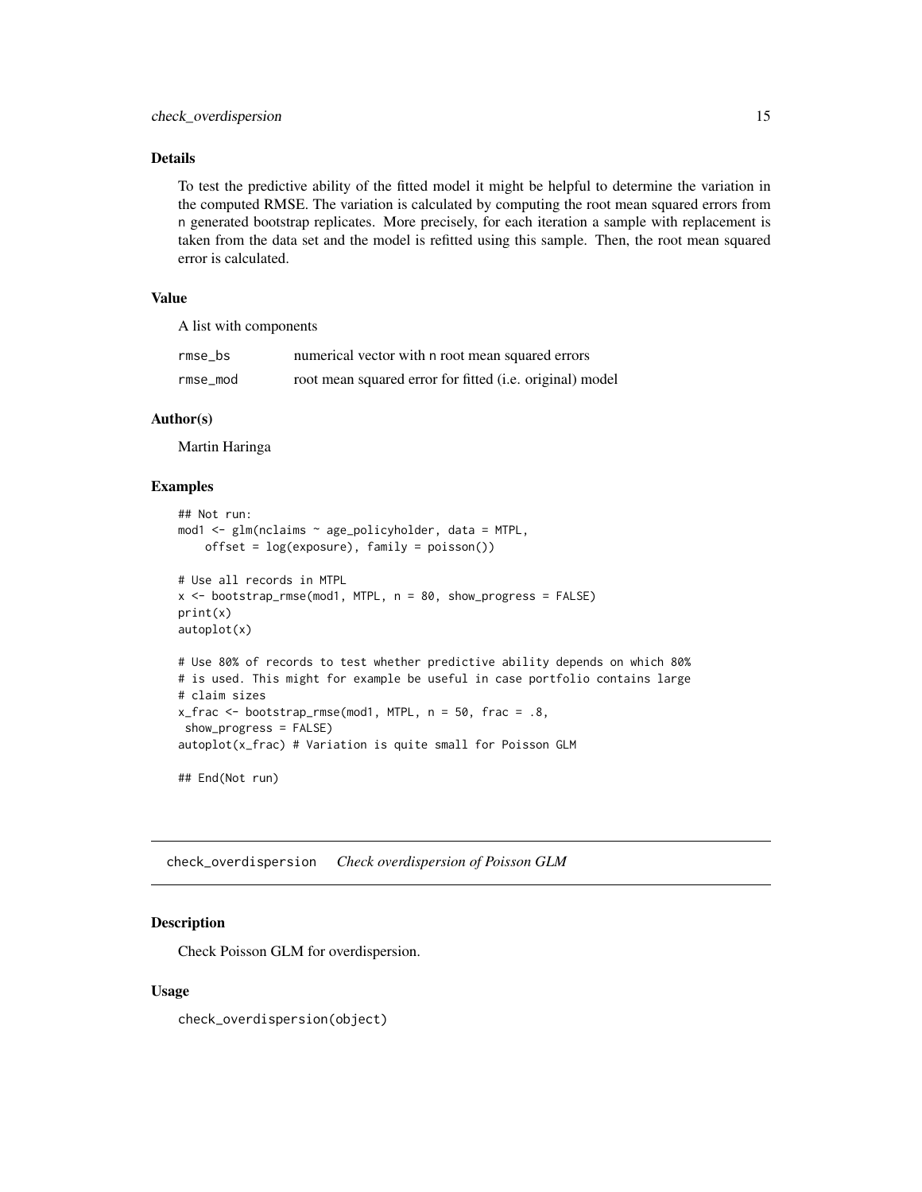### Details

To test the predictive ability of the fitted model it might be helpful to determine the variation in the computed RMSE. The variation is calculated by computing the root mean squared errors from n generated bootstrap replicates. More precisely, for each iteration a sample with replacement is taken from the data set and the model is refitted using this sample. Then, the root mean squared error is calculated.

### Value

A list with components

| | |
|---|---|
| rmse_bs | numerical vector with n root mean squared errors |
| rmse_mod | root mean squared error for fitted (i.e. original) model |

### Author(s)

Martin Haringa

### Examples

```
## Not run:
mod1 <- glm(nclaims ~ age_policyholder, data = MTPL,
    offset = log(exposure), family = poisson())

# Use all records in MTPL
x <- bootstrap_rmse(mod1, MTPL, n = 80, show_progress = FALSE)
print(x)
autoplot(x)

# Use 80% of records to test whether predictive ability depends on which 80%
# is used. This might for example be useful in case portfolio contains large
# claim sizes
x_frac <- bootstrap_rmse(mod1, MTPL, n = 50, frac = .8,
 show_progress = FALSE)
autoplot(x_frac) # Variation is quite small for Poisson GLM

## End(Not run)
```

---

## check_overdispersion    *Check overdispersion of Poisson GLM*

### Description

Check Poisson GLM for overdispersion.

### Usage

```
check_overdispersion(object)
```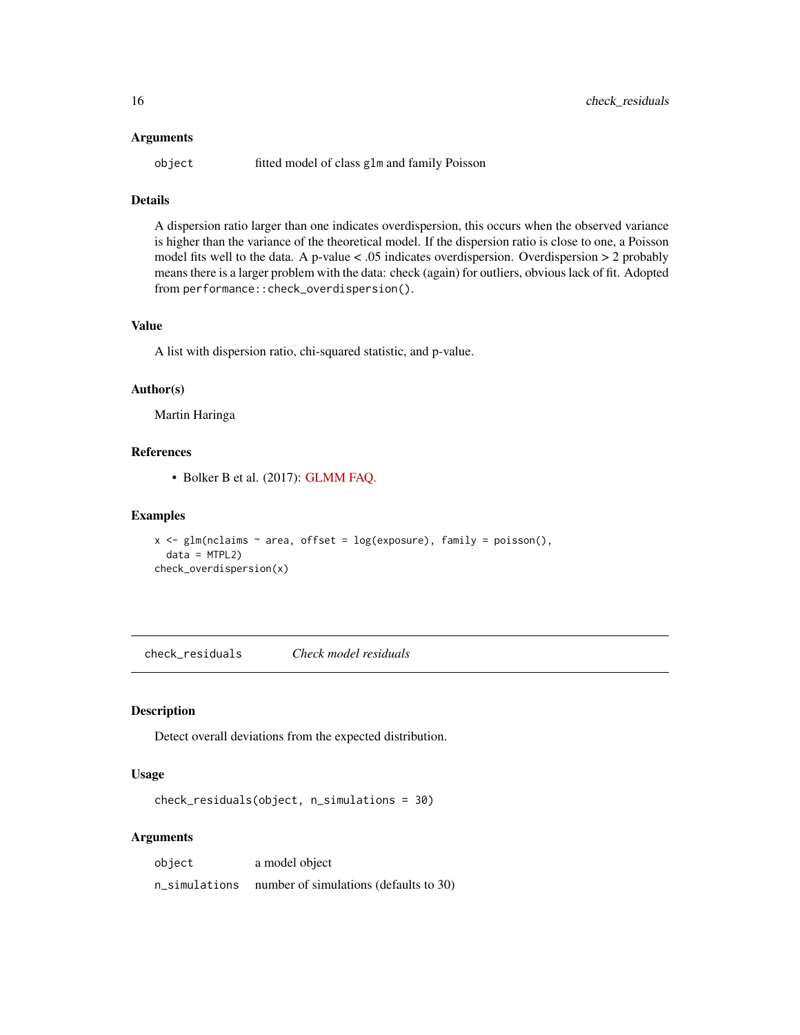### Arguments

`object` fitted model of class `glm` and family Poisson

### Details

A dispersion ratio larger than one indicates overdispersion, this occurs when the observed variance is higher than the variance of the theoretical model. If the dispersion ratio is close to one, a Poisson model fits well to the data. A p-value < .05 indicates overdispersion. Overdispersion > 2 probably means there is a larger problem with the data: check (again) for outliers, obvious lack of fit. Adopted from `performance::check_overdispersion()`.

### Value

A list with dispersion ratio, chi-squared statistic, and p-value.

### Author(s)

Martin Haringa

### References

- Bolker B et al. (2017): GLMM FAQ.

### Examples

```
x <- glm(nclaims ~ area, offset = log(exposure), family = poisson(),
  data = MTPL2)
check_overdispersion(x)
```

---

## check_residuals *Check model residuals*

### Description

Detect overall deviations from the expected distribution.

### Usage

```
check_residuals(object, n_simulations = 30)
```

### Arguments

`object` a model object

`n_simulations` number of simulations (defaults to 30)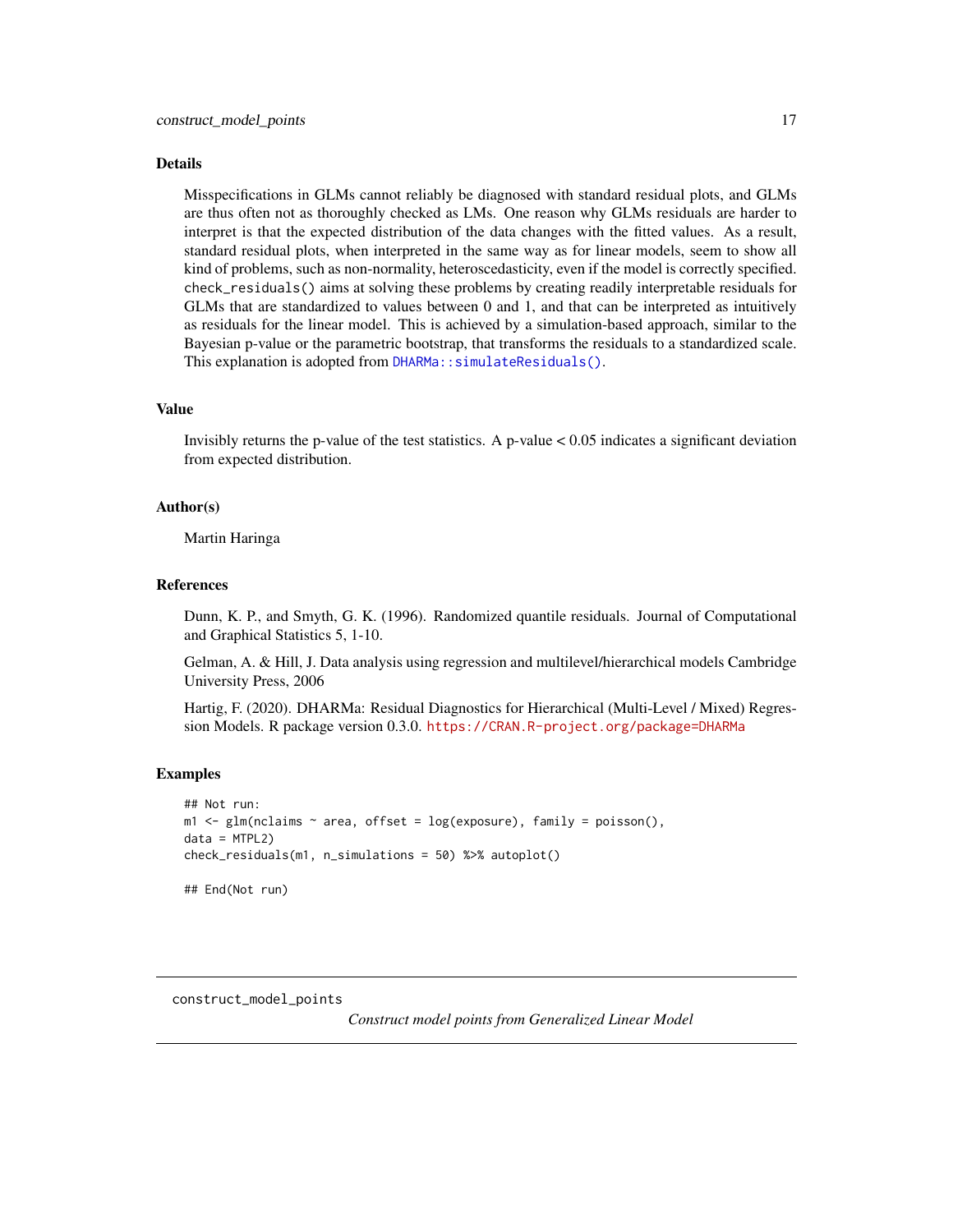### Details

Misspecifications in GLMs cannot reliably be diagnosed with standard residual plots, and GLMs are thus often not as thoroughly checked as LMs. One reason why GLMs residuals are harder to interpret is that the expected distribution of the data changes with the fitted values. As a result, standard residual plots, when interpreted in the same way as for linear models, seem to show all kind of problems, such as non-normality, heteroscedasticity, even if the model is correctly specified. `check_residuals()` aims at solving these problems by creating readily interpretable residuals for GLMs that are standardized to values between 0 and 1, and that can be interpreted as intuitively as residuals for the linear model. This is achieved by a simulation-based approach, similar to the Bayesian p-value or the parametric bootstrap, that transforms the residuals to a standardized scale. This explanation is adopted from `DHARMa::simulateResiduals()`.

### Value

Invisibly returns the p-value of the test statistics. A p-value < 0.05 indicates a significant deviation from expected distribution.

### Author(s)

Martin Haringa

### References

Dunn, K. P., and Smyth, G. K. (1996). Randomized quantile residuals. Journal of Computational and Graphical Statistics 5, 1-10.

Gelman, A. & Hill, J. Data analysis using regression and multilevel/hierarchical models Cambridge University Press, 2006

Hartig, F. (2020). DHARMa: Residual Diagnostics for Hierarchical (Multi-Level / Mixed) Regression Models. R package version 0.3.0. https://CRAN.R-project.org/package=DHARMa

### Examples

```
## Not run:
m1 <- glm(nclaims ~ area, offset = log(exposure), family = poisson(),
data = MTPL2)
check_residuals(m1, n_simulations = 50) %>% autoplot()

## End(Not run)
```

---

## construct_model_points

*Construct model points from Generalized Linear Model*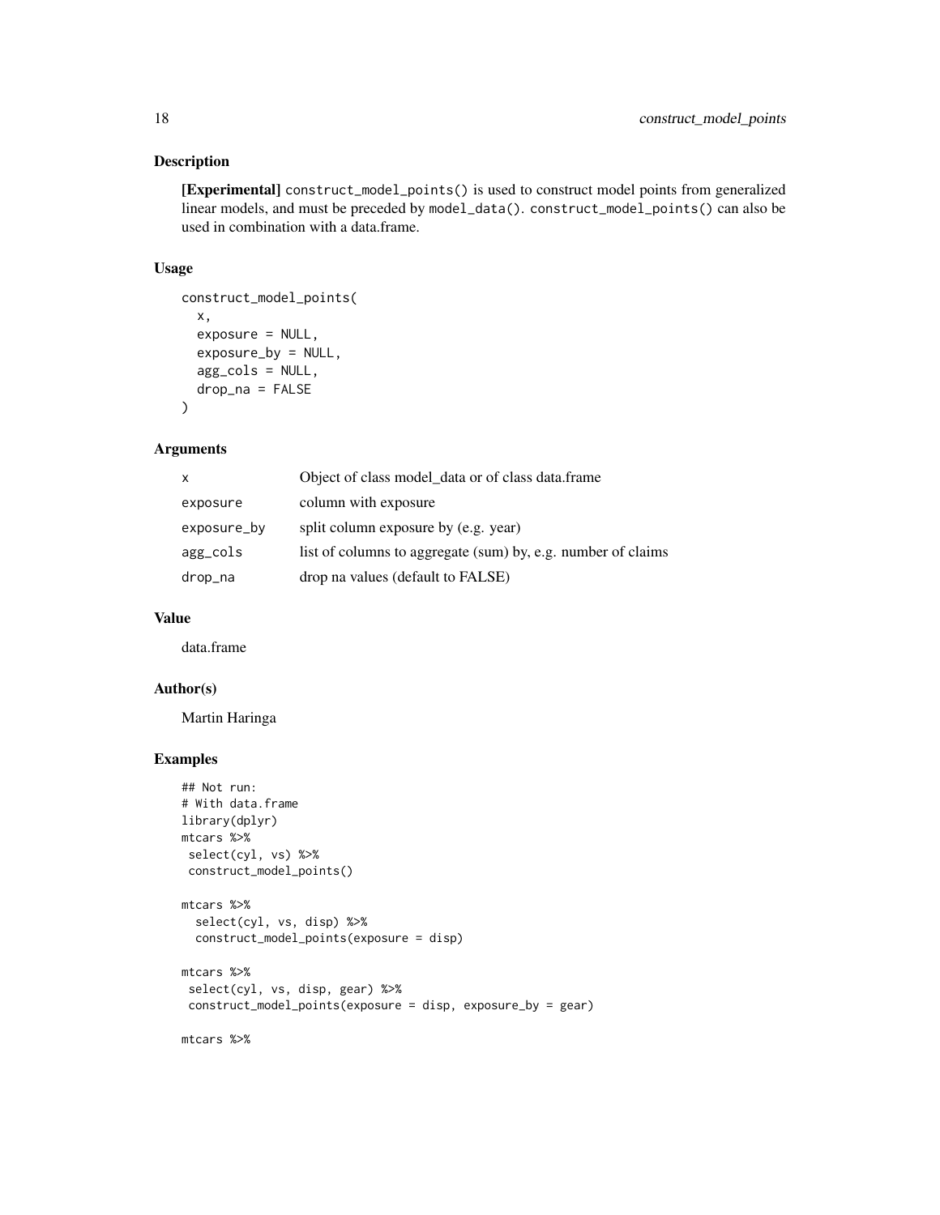## Description

**[Experimental]** `construct_model_points()` is used to construct model points from generalized linear models, and must be preceded by `model_data()`. `construct_model_points()` can also be used in combination with a data.frame.

## Usage

```
construct_model_points(
  x,
  exposure = NULL,
  exposure_by = NULL,
  agg_cols = NULL,
  drop_na = FALSE
)
```

## Arguments

| | |
|---|---|
| `x` | Object of class model_data or of class data.frame |
| `exposure` | column with exposure |
| `exposure_by` | split column exposure by (e.g. year) |
| `agg_cols` | list of columns to aggregate (sum) by, e.g. number of claims |
| `drop_na` | drop na values (default to FALSE) |

## Value

data.frame

## Author(s)

Martin Haringa

## Examples

```
## Not run:
# With data.frame
library(dplyr)
mtcars %>%
 select(cyl, vs) %>%
 construct_model_points()

mtcars %>%
  select(cyl, vs, disp) %>%
  construct_model_points(exposure = disp)

mtcars %>%
 select(cyl, vs, disp, gear) %>%
 construct_model_points(exposure = disp, exposure_by = gear)

mtcars %>%
```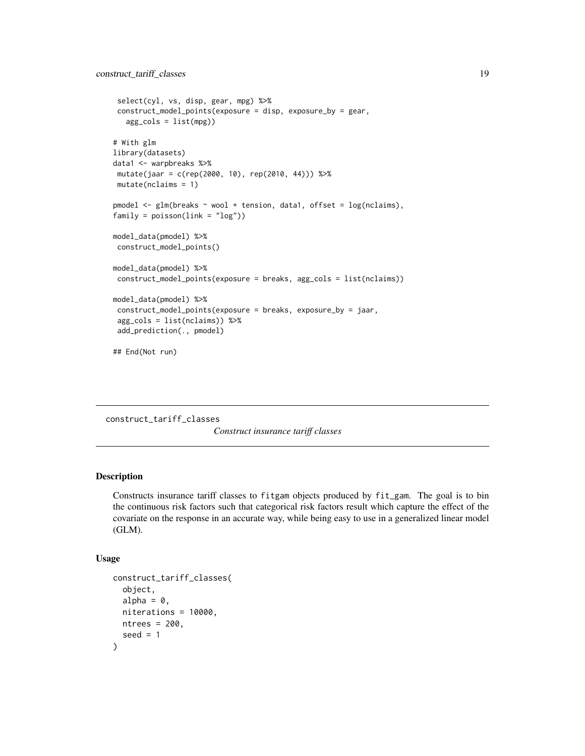```
 select(cyl, vs, disp, gear, mpg) %>%
 construct_model_points(exposure = disp, exposure_by = gear,
   agg_cols = list(mpg))

# With glm
library(datasets)
data1 <- warpbreaks %>%
 mutate(jaar = c(rep(2000, 10), rep(2010, 44))) %>%
 mutate(nclaims = 1)

pmodel <- glm(breaks ~ wool + tension, data1, offset = log(nclaims),
family = poisson(link = "log"))

model_data(pmodel) %>%
 construct_model_points()

model_data(pmodel) %>%
 construct_model_points(exposure = breaks, agg_cols = list(nclaims))

model_data(pmodel) %>%
 construct_model_points(exposure = breaks, exposure_by = jaar,
 agg_cols = list(nclaims)) %>%
 add_prediction(., pmodel)

## End(Not run)
```

---

## construct_tariff_classes    *Construct insurance tariff classes*

---

### Description

Constructs insurance tariff classes to `fitgam` objects produced by `fit_gam`. The goal is to bin the continuous risk factors such that categorical risk factors result which capture the effect of the covariate on the response in an accurate way, while being easy to use in a generalized linear model (GLM).

### Usage

```
construct_tariff_classes(
  object,
  alpha = 0,
  niterations = 10000,
  ntrees = 200,
  seed = 1
)
```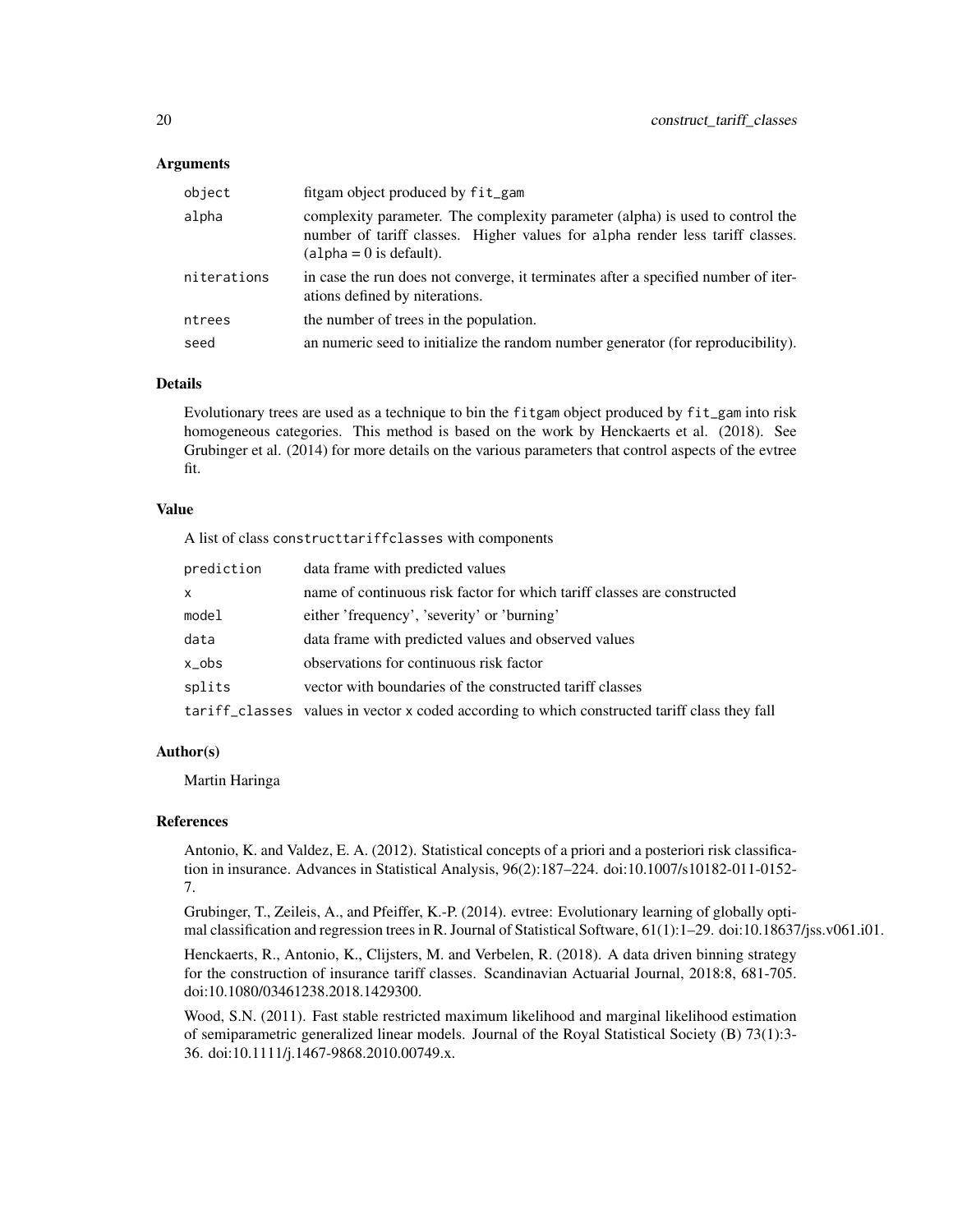## Arguments

| | |
|---|---|
| `object` | fitgam object produced by `fit_gam` |
| `alpha` | complexity parameter. The complexity parameter (alpha) is used to control the number of tariff classes. Higher values for `alpha` render less tariff classes. (`alpha` = 0 is default). |
| `niterations` | in case the run does not converge, it terminates after a specified number of iterations defined by niterations. |
| `ntrees` | the number of trees in the population. |
| `seed` | an numeric seed to initialize the random number generator (for reproducibility). |

## Details

Evolutionary trees are used as a technique to bin the `fitgam` object produced by `fit_gam` into risk homogeneous categories. This method is based on the work by Henckaerts et al. (2018). See Grubinger et al. (2014) for more details on the various parameters that control aspects of the evtree fit.

## Value

A list of class `constructtariffclasses` with components

| | |
|---|---|
| `prediction` | data frame with predicted values |
| `x` | name of continuous risk factor for which tariff classes are constructed |
| `model` | either 'frequency', 'severity' or 'burning' |
| `data` | data frame with predicted values and observed values |
| `x_obs` | observations for continuous risk factor |
| `splits` | vector with boundaries of the constructed tariff classes |
| `tariff_classes` | values in vector x coded according to which constructed tariff class they fall |

## Author(s)

Martin Haringa

## References

Antonio, K. and Valdez, E. A. (2012). Statistical concepts of a priori and a posteriori risk classification in insurance. Advances in Statistical Analysis, 96(2):187–224. doi:10.1007/s10182-011-0152-7.

Grubinger, T., Zeileis, A., and Pfeiffer, K.-P. (2014). evtree: Evolutionary learning of globally optimal classification and regression trees in R. Journal of Statistical Software, 61(1):1–29. doi:10.18637/jss.v061.i01.

Henckaerts, R., Antonio, K., Clijsters, M. and Verbelen, R. (2018). A data driven binning strategy for the construction of insurance tariff classes. Scandinavian Actuarial Journal, 2018:8, 681-705. doi:10.1080/03461238.2018.1429300.

Wood, S.N. (2011). Fast stable restricted maximum likelihood and marginal likelihood estimation of semiparametric generalized linear models. Journal of the Royal Statistical Society (B) 73(1):3-36. doi:10.1111/j.1467-9868.2010.00749.x.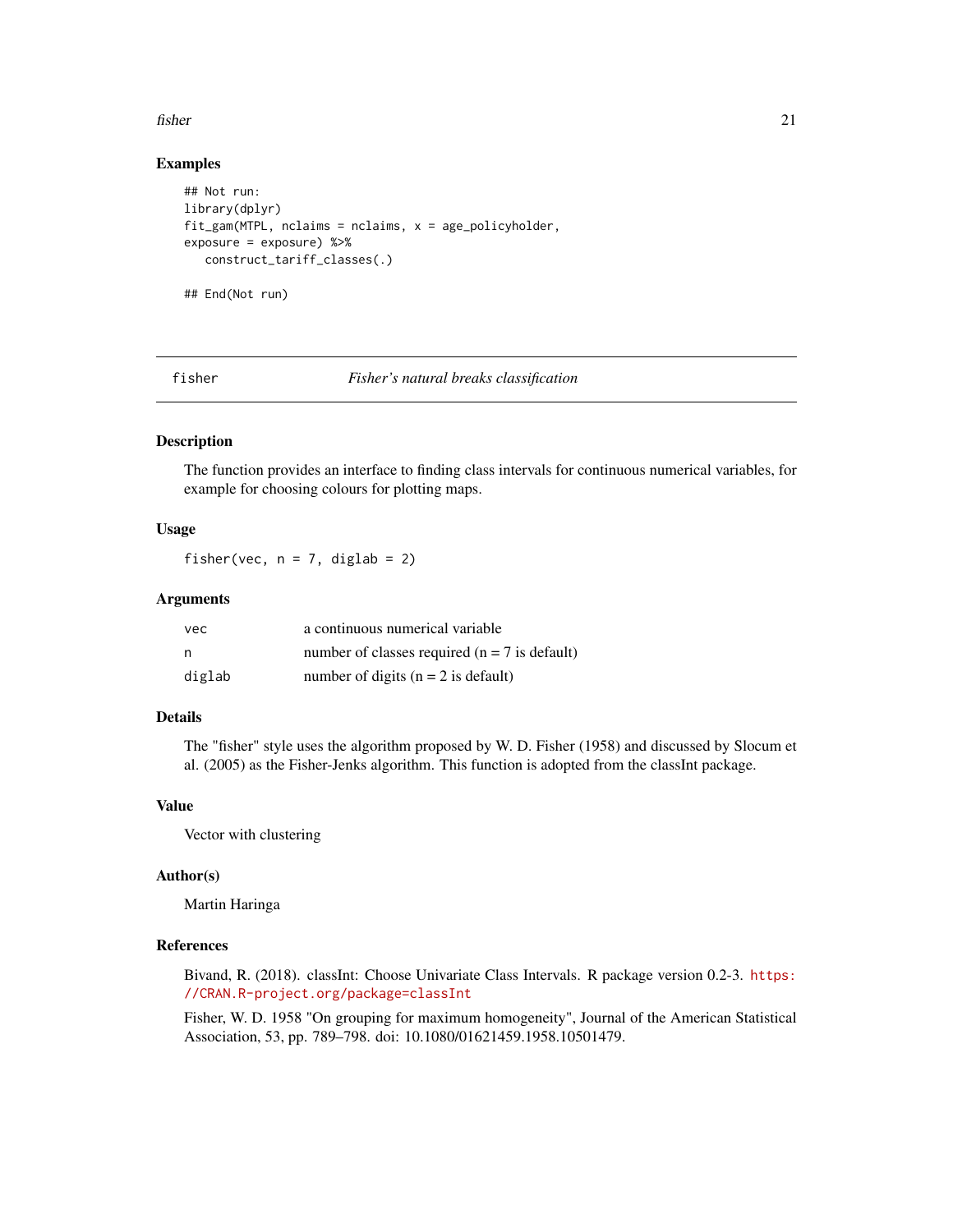## Examples

```
## Not run:
library(dplyr)
fit_gam(MTPL, nclaims = nclaims, x = age_policyholder,
exposure = exposure) %>%
   construct_tariff_classes(.)

## End(Not run)
```

---

# fisher — *Fisher's natural breaks classification*

---

## Description

The function provides an interface to finding class intervals for continuous numerical variables, for example for choosing colours for plotting maps.

## Usage

```
fisher(vec, n = 7, diglab = 2)
```

## Arguments

| | |
|---|---|
| `vec` | a continuous numerical variable |
| `n` | number of classes required (n = 7 is default) |
| `diglab` | number of digits (n = 2 is default) |

## Details

The "fisher" style uses the algorithm proposed by W. D. Fisher (1958) and discussed by Slocum et al. (2005) as the Fisher-Jenks algorithm. This function is adopted from the classInt package.

## Value

Vector with clustering

## Author(s)

Martin Haringa

## References

Bivand, R. (2018). classInt: Choose Univariate Class Intervals. R package version 0.2-3. https://CRAN.R-project.org/package=classInt

Fisher, W. D. 1958 "On grouping for maximum homogeneity", Journal of the American Statistical Association, 53, pp. 789–798. doi: 10.1080/01621459.1958.10501479.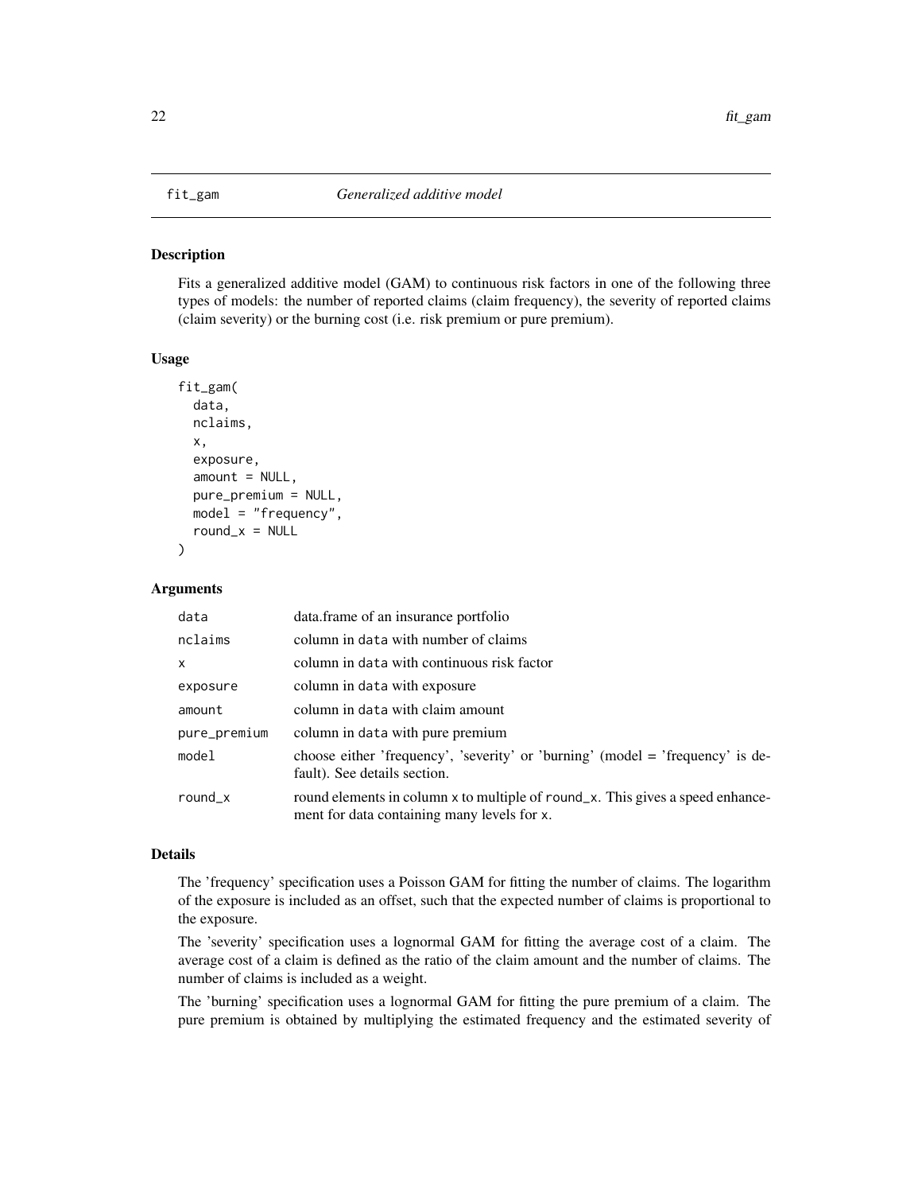# fit_gam *Generalized additive model*

## Description

Fits a generalized additive model (GAM) to continuous risk factors in one of the following three types of models: the number of reported claims (claim frequency), the severity of reported claims (claim severity) or the burning cost (i.e. risk premium or pure premium).

## Usage

```
fit_gam(
  data,
  nclaims,
  x,
  exposure,
  amount = NULL,
  pure_premium = NULL,
  model = "frequency",
  round_x = NULL
)
```

## Arguments

| | |
|---|---|
| data | data.frame of an insurance portfolio |
| nclaims | column in data with number of claims |
| x | column in data with continuous risk factor |
| exposure | column in data with exposure |
| amount | column in data with claim amount |
| pure_premium | column in data with pure premium |
| model | choose either 'frequency', 'severity' or 'burning' (model = 'frequency' is default). See details section. |
| round_x | round elements in column x to multiple of round_x. This gives a speed enhancement for data containing many levels for x. |

## Details

The 'frequency' specification uses a Poisson GAM for fitting the number of claims. The logarithm of the exposure is included as an offset, such that the expected number of claims is proportional to the exposure.

The 'severity' specification uses a lognormal GAM for fitting the average cost of a claim. The average cost of a claim is defined as the ratio of the claim amount and the number of claims. The number of claims is included as a weight.

The 'burning' specification uses a lognormal GAM for fitting the pure premium of a claim. The pure premium is obtained by multiplying the estimated frequency and the estimated severity of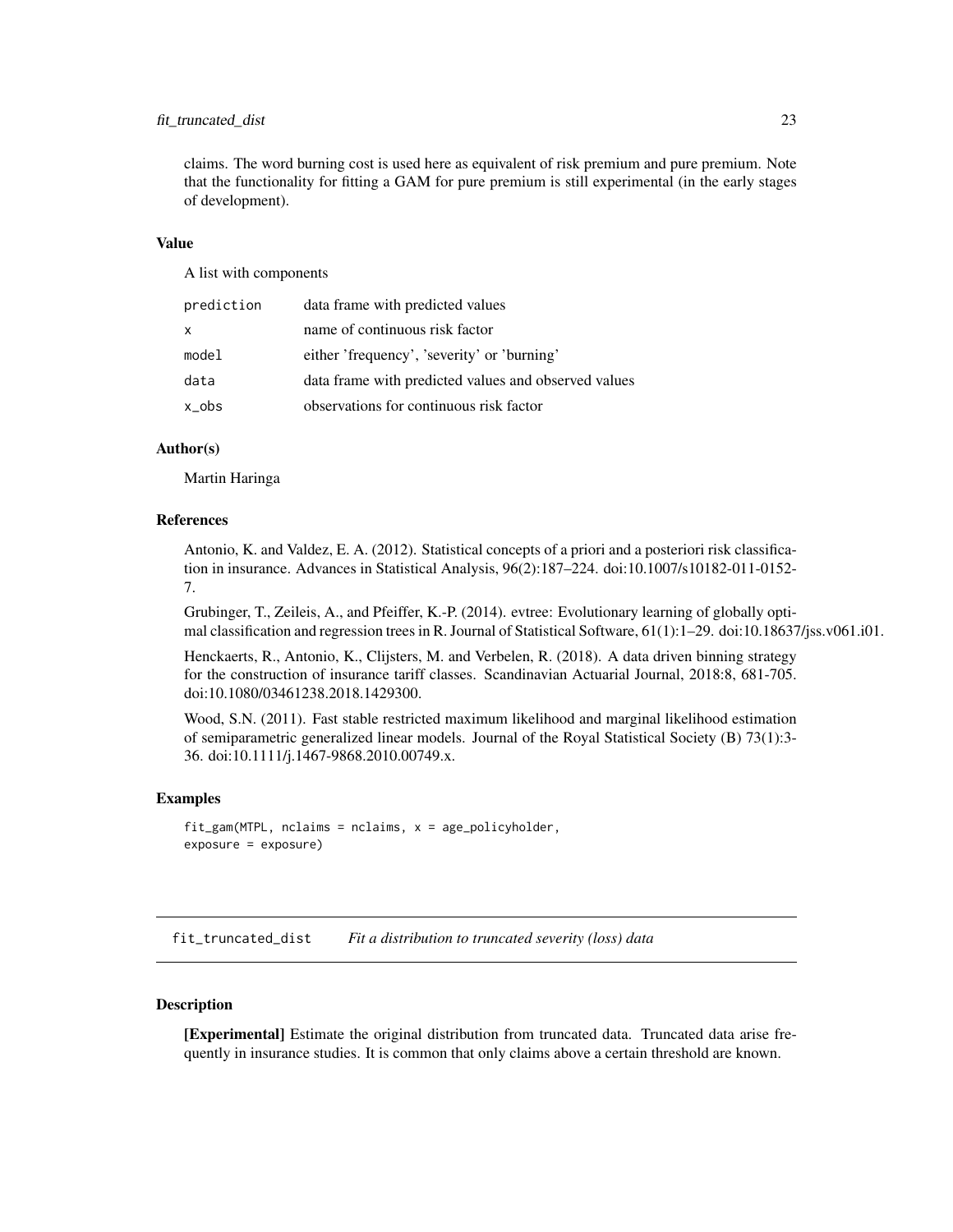claims. The word burning cost is used here as equivalent of risk premium and pure premium. Note that the functionality for fitting a GAM for pure premium is still experimental (in the early stages of development).

### Value

A list with components

| | |
|---|---|
| prediction | data frame with predicted values |
| x | name of continuous risk factor |
| model | either 'frequency', 'severity' or 'burning' |
| data | data frame with predicted values and observed values |
| x_obs | observations for continuous risk factor |

### Author(s)

Martin Haringa

### References

Antonio, K. and Valdez, E. A. (2012). Statistical concepts of a priori and a posteriori risk classification in insurance. Advances in Statistical Analysis, 96(2):187–224. doi:10.1007/s10182-011-0152-7.

Grubinger, T., Zeileis, A., and Pfeiffer, K.-P. (2014). evtree: Evolutionary learning of globally optimal classification and regression trees in R. Journal of Statistical Software, 61(1):1–29. doi:10.18637/jss.v061.i01.

Henckaerts, R., Antonio, K., Clijsters, M. and Verbelen, R. (2018). A data driven binning strategy for the construction of insurance tariff classes. Scandinavian Actuarial Journal, 2018:8, 681-705. doi:10.1080/03461238.2018.1429300.

Wood, S.N. (2011). Fast stable restricted maximum likelihood and marginal likelihood estimation of semiparametric generalized linear models. Journal of the Royal Statistical Society (B) 73(1):3-36. doi:10.1111/j.1467-9868.2010.00749.x.

### Examples

```
fit_gam(MTPL, nclaims = nclaims, x = age_policyholder,
exposure = exposure)
```

---

## fit_truncated_dist    *Fit a distribution to truncated severity (loss) data*

### Description

**[Experimental]** Estimate the original distribution from truncated data. Truncated data arise frequently in insurance studies. It is common that only claims above a certain threshold are known.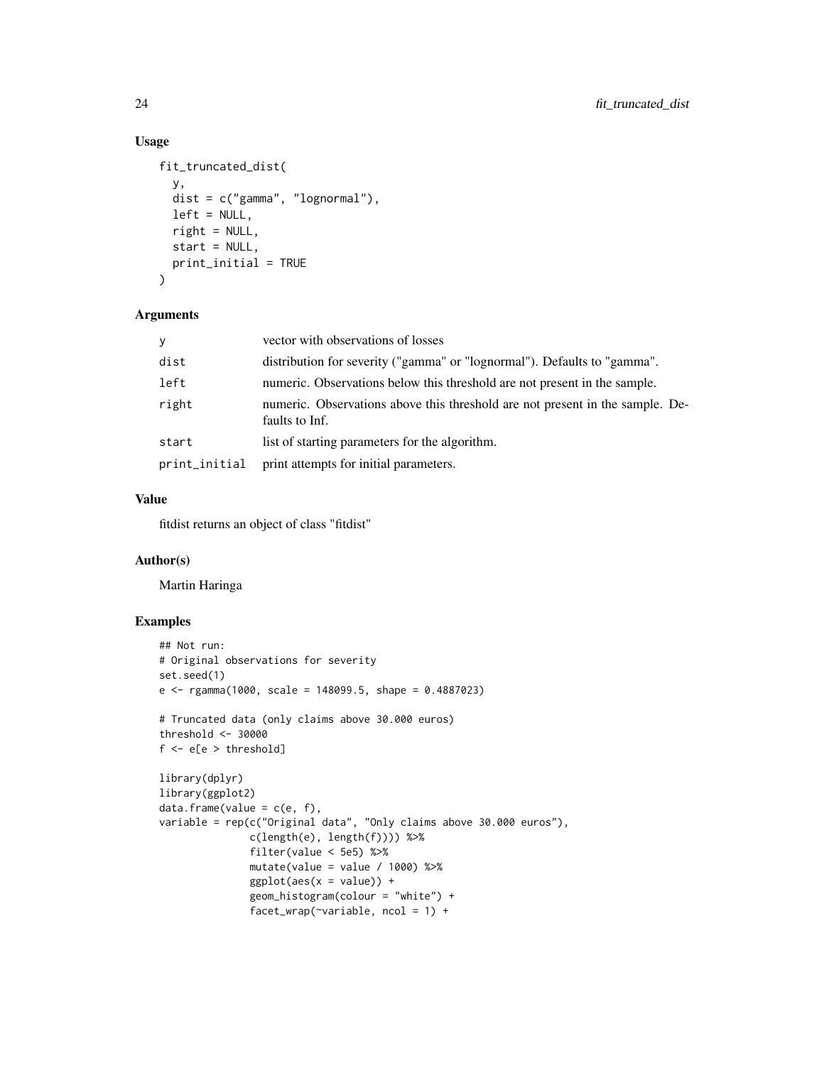## Usage

```
fit_truncated_dist(
  y,
  dist = c("gamma", "lognormal"),
  left = NULL,
  right = NULL,
  start = NULL,
  print_initial = TRUE
)
```

## Arguments

| | |
|---|---|
| y | vector with observations of losses |
| dist | distribution for severity ("gamma" or "lognormal"). Defaults to "gamma". |
| left | numeric. Observations below this threshold are not present in the sample. |
| right | numeric. Observations above this threshold are not present in the sample. Defaults to Inf. |
| start | list of starting parameters for the algorithm. |
| print_initial | print attempts for initial parameters. |

## Value

fitdist returns an object of class "fitdist"

## Author(s)

Martin Haringa

## Examples

```
## Not run:
# Original observations for severity
set.seed(1)
e <- rgamma(1000, scale = 148099.5, shape = 0.4887023)

# Truncated data (only claims above 30.000 euros)
threshold <- 30000
f <- e[e > threshold]

library(dplyr)
library(ggplot2)
data.frame(value = c(e, f),
variable = rep(c("Original data", "Only claims above 30.000 euros"),
               c(length(e), length(f)))) %>%
               filter(value < 5e5) %>%
               mutate(value = value / 1000) %>%
               ggplot(aes(x = value)) +
               geom_histogram(colour = "white") +
               facet_wrap(~variable, ncol = 1) +
```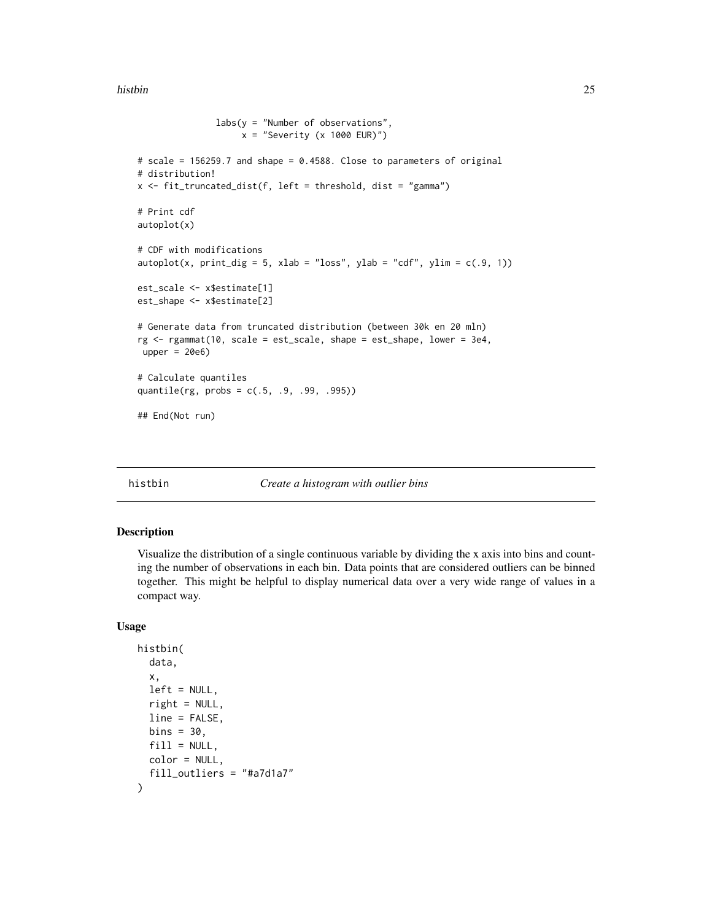```
               labs(y = "Number of observations",
                    x = "Severity (x 1000 EUR)")

# scale = 156259.7 and shape = 0.4588. Close to parameters of original
# distribution!
x <- fit_truncated_dist(f, left = threshold, dist = "gamma")

# Print cdf
autoplot(x)

# CDF with modifications
autoplot(x, print_dig = 5, xlab = "loss", ylab = "cdf", ylim = c(.9, 1))

est_scale <- x$estimate[1]
est_shape <- x$estimate[2]

# Generate data from truncated distribution (between 30k en 20 mln)
rg <- rgammat(10, scale = est_scale, shape = est_shape, lower = 3e4,
 upper = 20e6)

# Calculate quantiles
quantile(rg, probs = c(.5, .9, .99, .995))

## End(Not run)
```

## histbin *Create a histogram with outlier bins*

### Description

Visualize the distribution of a single continuous variable by dividing the x axis into bins and counting the number of observations in each bin. Data points that are considered outliers can be binned together. This might be helpful to display numerical data over a very wide range of values in a compact way.

### Usage

```
histbin(
  data,
  x,
  left = NULL,
  right = NULL,
  line = FALSE,
  bins = 30,
  fill = NULL,
  color = NULL,
  fill_outliers = "#a7d1a7"
)
```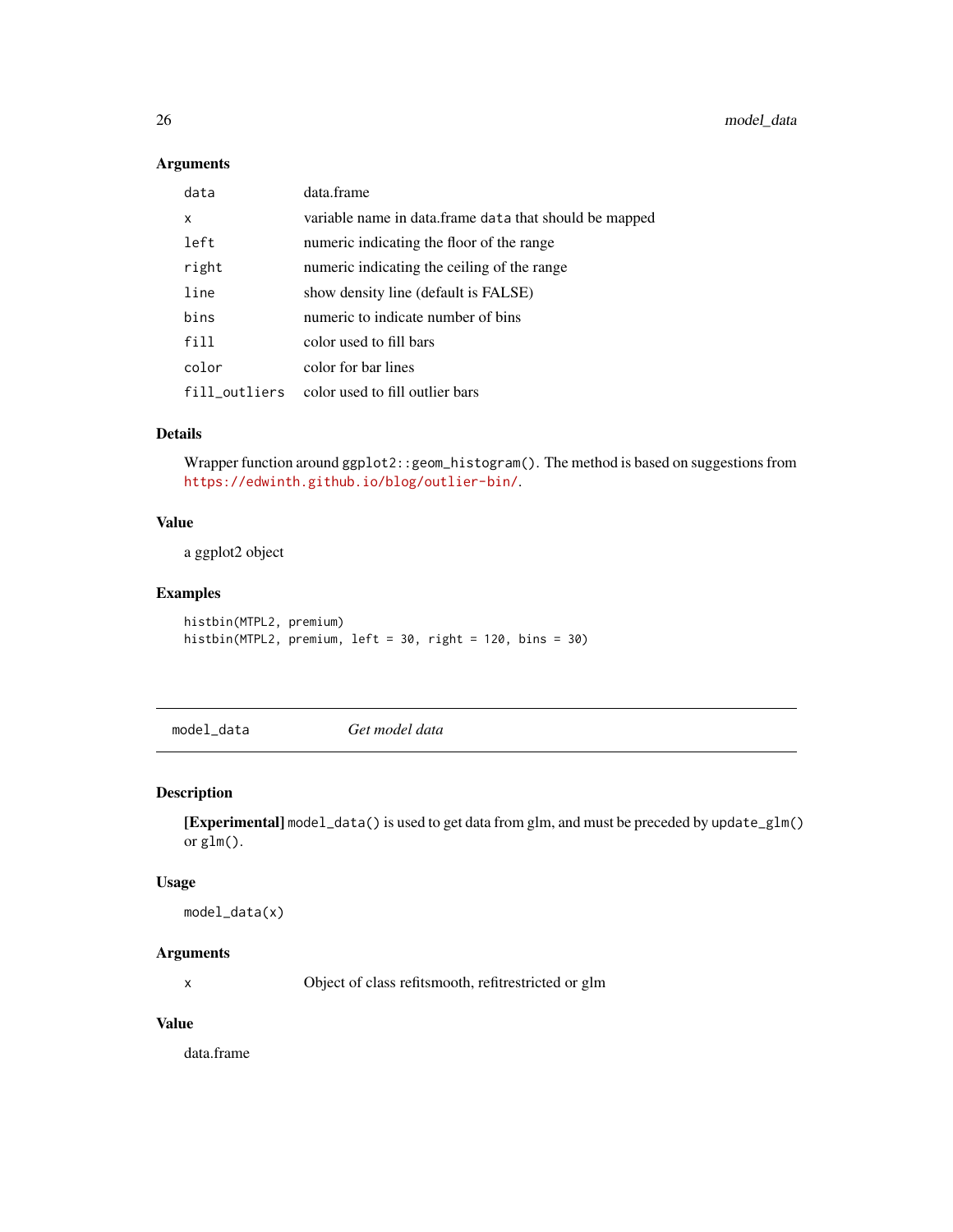### Arguments

| | |
|---|---|
| `data` | data.frame |
| `x` | variable name in data.frame `data` that should be mapped |
| `left` | numeric indicating the floor of the range |
| `right` | numeric indicating the ceiling of the range |
| `line` | show density line (default is FALSE) |
| `bins` | numeric to indicate number of bins |
| `fill` | color used to fill bars |
| `color` | color for bar lines |
| `fill_outliers` | color used to fill outlier bars |

### Details

Wrapper function around `ggplot2::geom_histogram()`. The method is based on suggestions from https://edwinth.github.io/blog/outlier-bin/.

### Value

a ggplot2 object

### Examples

```
histbin(MTPL2, premium)
histbin(MTPL2, premium, left = 30, right = 120, bins = 30)
```

---

## `model_data` *Get model data*

### Description

**[Experimental]** `model_data()` is used to get data from glm, and must be preceded by `update_glm()` or `glm()`.

### Usage

```
model_data(x)
```

### Arguments

| | |
|---|---|
| `x` | Object of class refitsmooth, refitrestricted or glm |

### Value

data.frame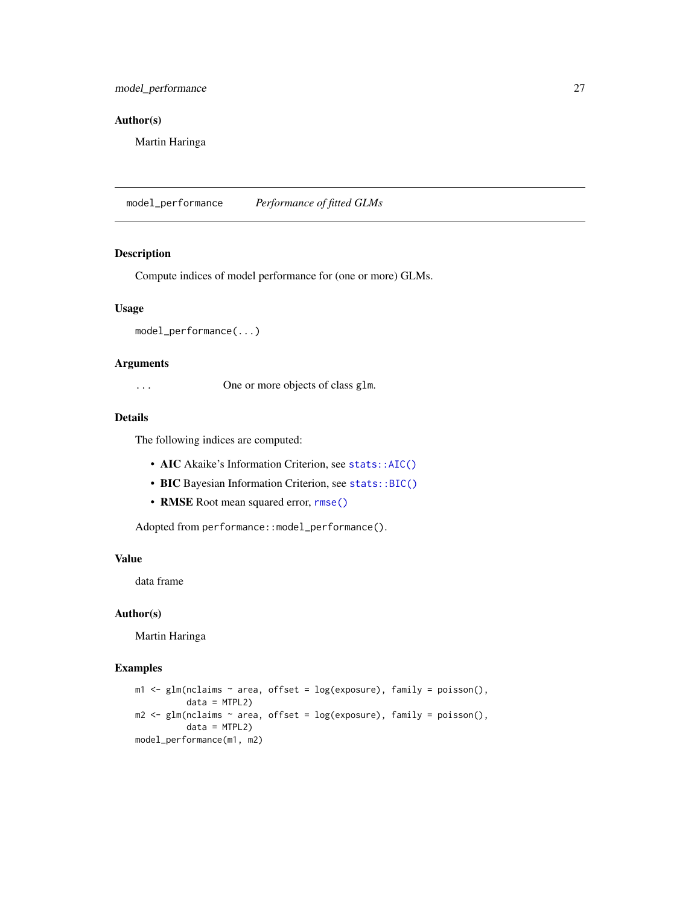### Author(s)

Martin Haringa

---

## model_performance *Performance of fitted GLMs*

---

### Description

Compute indices of model performance for (one or more) GLMs.

### Usage

```
model_performance(...)
```

### Arguments

| | |
|---|---|
| ... | One or more objects of class glm. |

### Details

The following indices are computed:

- **AIC** Akaike's Information Criterion, see `stats::AIC()`
- **BIC** Bayesian Information Criterion, see `stats::BIC()`
- **RMSE** Root mean squared error, `rmse()`

Adopted from `performance::model_performance()`.

### Value

data frame

### Author(s)

Martin Haringa

### Examples

```
m1 <- glm(nclaims ~ area, offset = log(exposure), family = poisson(),
          data = MTPL2)
m2 <- glm(nclaims ~ area, offset = log(exposure), family = poisson(),
          data = MTPL2)
model_performance(m1, m2)
```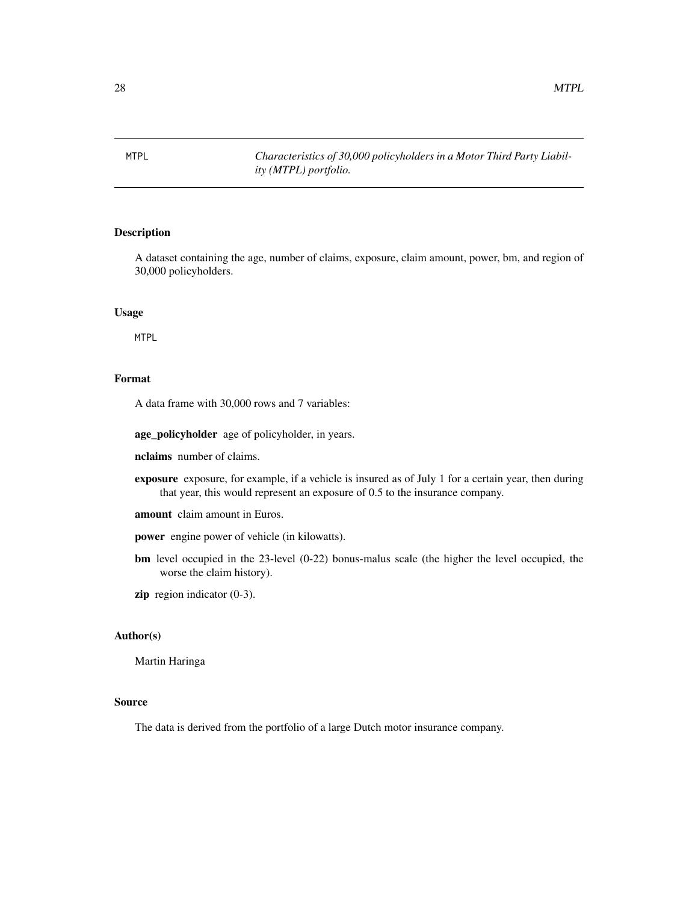MTPL *Characteristics of 30,000 policyholders in a Motor Third Party Liability (MTPL) portfolio.*

### Description

A dataset containing the age, number of claims, exposure, claim amount, power, bm, and region of 30,000 policyholders.

### Usage

```
MTPL
```

### Format

A data frame with 30,000 rows and 7 variables:

**age_policyholder** age of policyholder, in years.

**nclaims** number of claims.

**exposure** exposure, for example, if a vehicle is insured as of July 1 for a certain year, then during that year, this would represent an exposure of 0.5 to the insurance company.

**amount** claim amount in Euros.

**power** engine power of vehicle (in kilowatts).

**bm** level occupied in the 23-level (0-22) bonus-malus scale (the higher the level occupied, the worse the claim history).

**zip** region indicator (0-3).

### Author(s)

Martin Haringa

### Source

The data is derived from the portfolio of a large Dutch motor insurance company.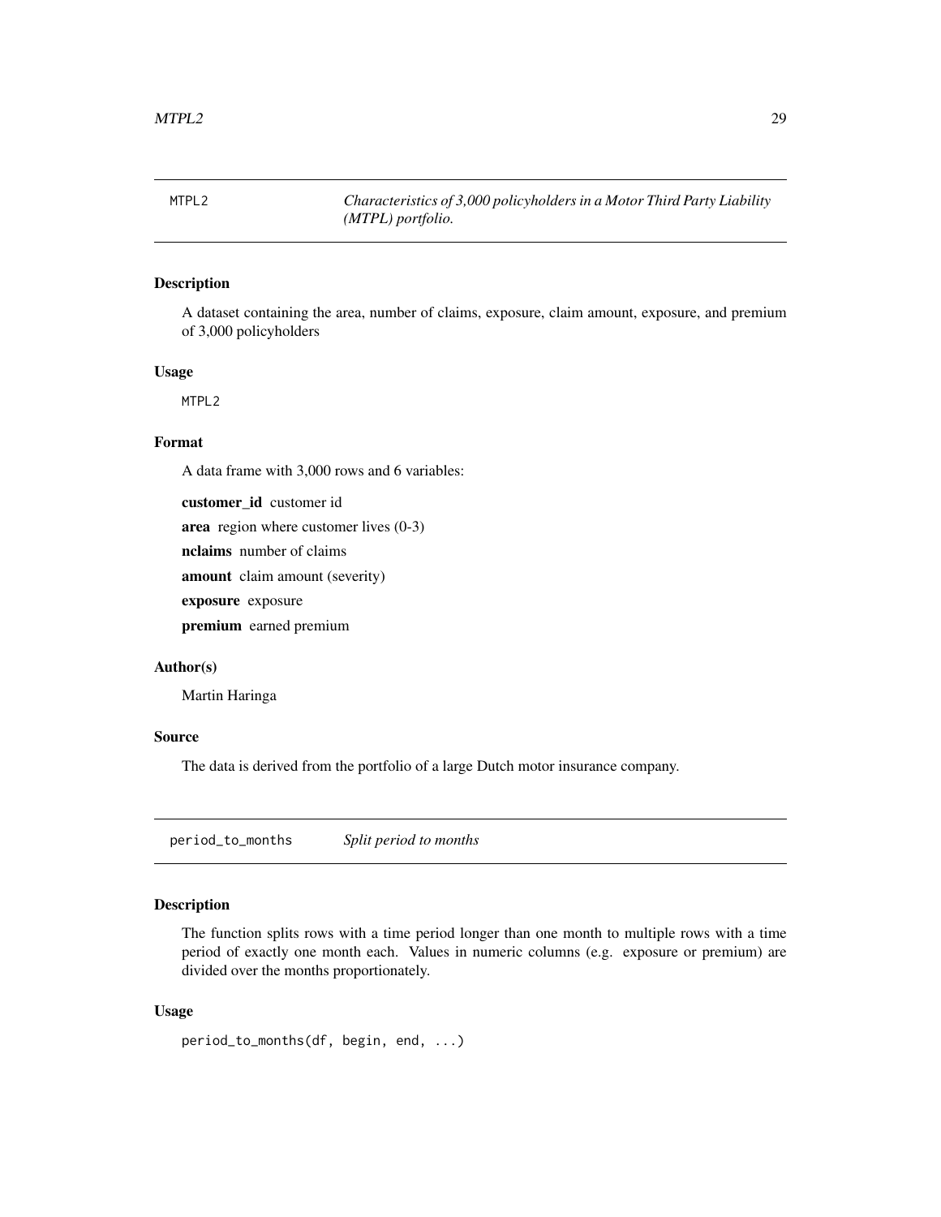## MTPL2 — *Characteristics of 3,000 policyholders in a Motor Third Party Liability (MTPL) portfolio.*

### Description

A dataset containing the area, number of claims, exposure, claim amount, exposure, and premium of 3,000 policyholders

### Usage

```
MTPL2
```

### Format

A data frame with 3,000 rows and 6 variables:

**customer_id** customer id

**area** region where customer lives (0-3)

**nclaims** number of claims

**amount** claim amount (severity)

**exposure** exposure

**premium** earned premium

### Author(s)

Martin Haringa

### Source

The data is derived from the portfolio of a large Dutch motor insurance company.

## period_to_months — *Split period to months*

### Description

The function splits rows with a time period longer than one month to multiple rows with a time period of exactly one month each. Values in numeric columns (e.g. exposure or premium) are divided over the months proportionately.

### Usage

```
period_to_months(df, begin, end, ...)
```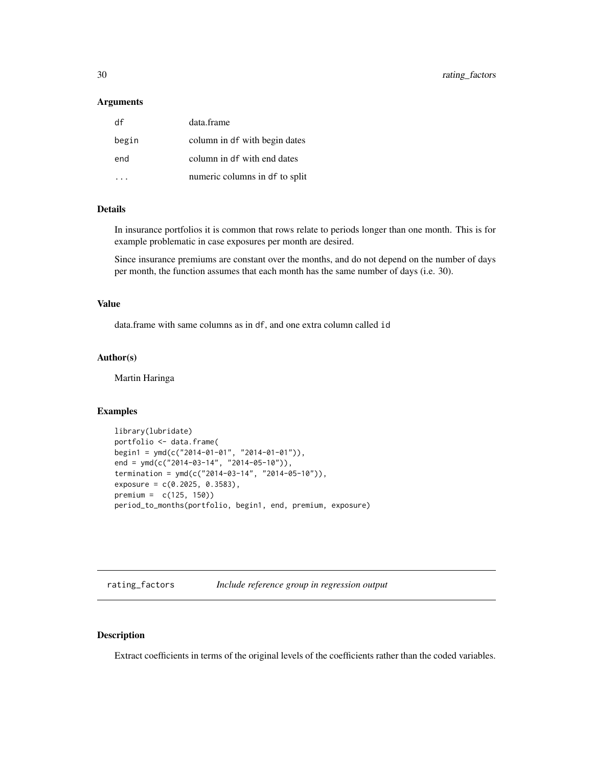### Arguments

| | |
|---|---|
| `df` | data.frame |
| `begin` | column in `df` with begin dates |
| `end` | column in `df` with end dates |
| `...` | numeric columns in `df` to split |

### Details

In insurance portfolios it is common that rows relate to periods longer than one month. This is for example problematic in case exposures per month are desired.

Since insurance premiums are constant over the months, and do not depend on the number of days per month, the function assumes that each month has the same number of days (i.e. 30).

### Value

data.frame with same columns as in `df`, and one extra column called `id`

### Author(s)

Martin Haringa

### Examples

```
library(lubridate)
portfolio <- data.frame(
begin1 = ymd(c("2014-01-01", "2014-01-01")),
end = ymd(c("2014-03-14", "2014-05-10")),
termination = ymd(c("2014-03-14", "2014-05-10")),
exposure = c(0.2025, 0.3583),
premium =  c(125, 150))
period_to_months(portfolio, begin1, end, premium, exposure)
```

---

## rating_factors    *Include reference group in regression output*

### Description

Extract coefficients in terms of the original levels of the coefficients rather than the coded variables.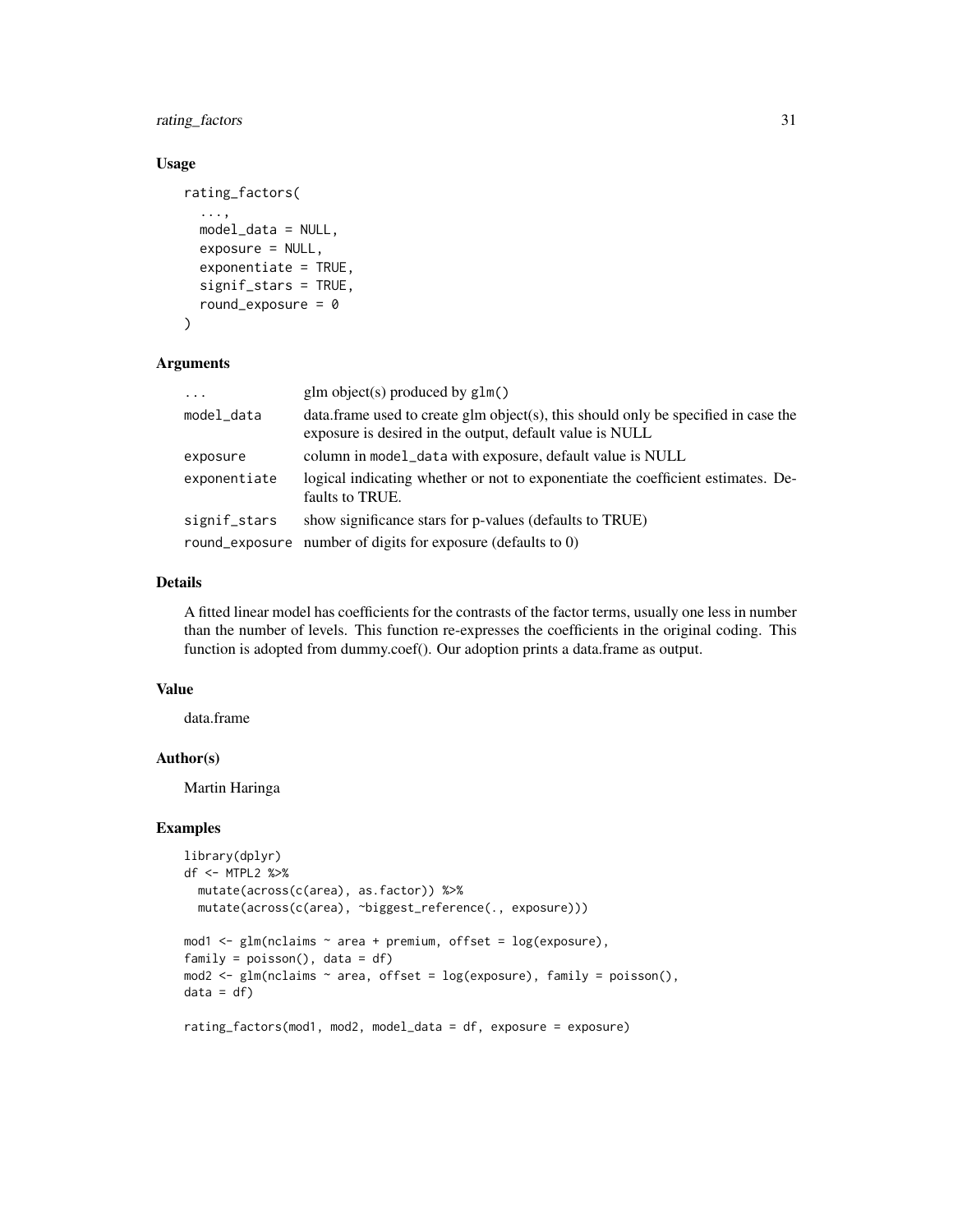## Usage

```
rating_factors(
  ...,
  model_data = NULL,
  exposure = NULL,
  exponentiate = TRUE,
  signif_stars = TRUE,
  round_exposure = 0
)
```

## Arguments

| | |
|---|---|
| `...` | glm object(s) produced by `glm()` |
| `model_data` | data.frame used to create glm object(s), this should only be specified in case the exposure is desired in the output, default value is NULL |
| `exposure` | column in `model_data` with exposure, default value is NULL |
| `exponentiate` | logical indicating whether or not to exponentiate the coefficient estimates. Defaults to TRUE. |
| `signif_stars` | show significance stars for p-values (defaults to TRUE) |
| `round_exposure` | number of digits for exposure (defaults to 0) |

## Details

A fitted linear model has coefficients for the contrasts of the factor terms, usually one less in number than the number of levels. This function re-expresses the coefficients in the original coding. This function is adopted from dummy.coef(). Our adoption prints a data.frame as output.

## Value

data.frame

## Author(s)

Martin Haringa

## Examples

```
library(dplyr)
df <- MTPL2 %>%
  mutate(across(c(area), as.factor)) %>%
  mutate(across(c(area), ~biggest_reference(., exposure)))

mod1 <- glm(nclaims ~ area + premium, offset = log(exposure),
family = poisson(), data = df)
mod2 <- glm(nclaims ~ area, offset = log(exposure), family = poisson(),
data = df)

rating_factors(mod1, mod2, model_data = df, exposure = exposure)
```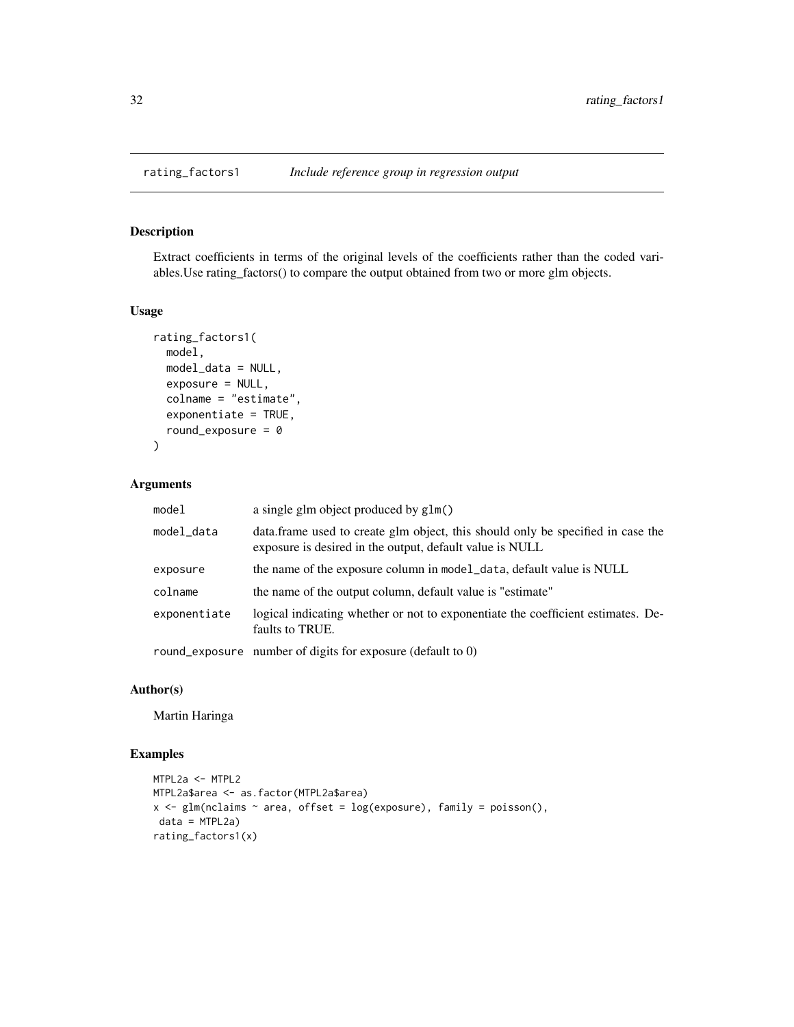# rating_factors1 *Include reference group in regression output*

## Description

Extract coefficients in terms of the original levels of the coefficients rather than the coded variables.Use rating_factors() to compare the output obtained from two or more glm objects.

## Usage

```
rating_factors1(
  model,
  model_data = NULL,
  exposure = NULL,
  colname = "estimate",
  exponentiate = TRUE,
  round_exposure = 0
)
```

## Arguments

| | |
|---|---|
| `model` | a single glm object produced by `glm()` |
| `model_data` | data.frame used to create glm object, this should only be specified in case the exposure is desired in the output, default value is NULL |
| `exposure` | the name of the exposure column in `model_data`, default value is NULL |
| `colname` | the name of the output column, default value is "estimate" |
| `exponentiate` | logical indicating whether or not to exponentiate the coefficient estimates. Defaults to TRUE. |
| `round_exposure` | number of digits for exposure (default to 0) |

## Author(s)

Martin Haringa

## Examples

```
MTPL2a <- MTPL2
MTPL2a$area <- as.factor(MTPL2a$area)
x <- glm(nclaims ~ area, offset = log(exposure), family = poisson(),
 data = MTPL2a)
rating_factors1(x)
```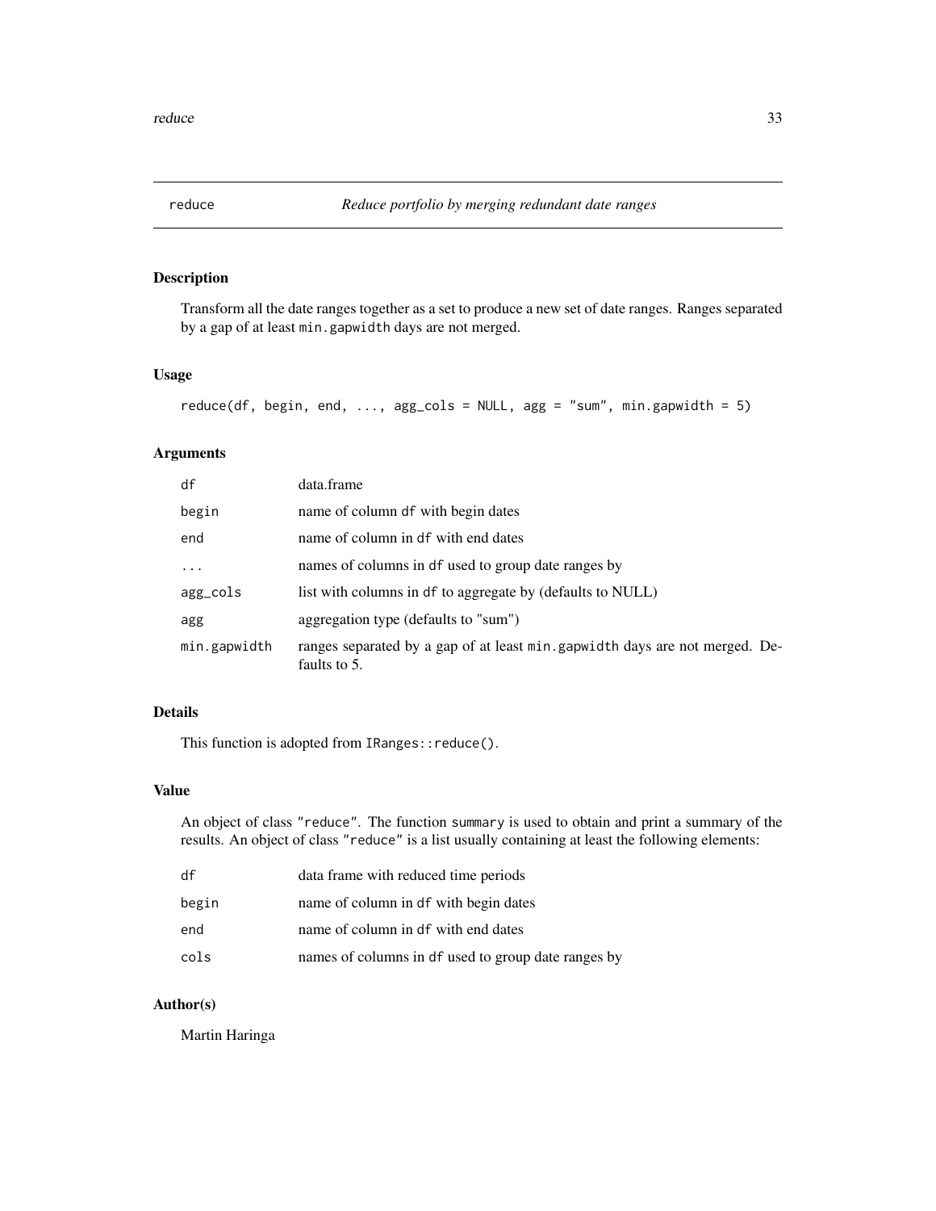# reduce — *Reduce portfolio by merging redundant date ranges*

## Description

Transform all the date ranges together as a set to produce a new set of date ranges. Ranges separated by a gap of at least `min.gapwidth` days are not merged.

## Usage

```
reduce(df, begin, end, ..., agg_cols = NULL, agg = "sum", min.gapwidth = 5)
```

## Arguments

| | |
|---|---|
| `df` | data.frame |
| `begin` | name of column `df` with begin dates |
| `end` | name of column in `df` with end dates |
| `...` | names of columns in `df` used to group date ranges by |
| `agg_cols` | list with columns in `df` to aggregate by (defaults to NULL) |
| `agg` | aggregation type (defaults to "sum") |
| `min.gapwidth` | ranges separated by a gap of at least `min.gapwidth` days are not merged. Defaults to 5. |

## Details

This function is adopted from `IRanges::reduce()`.

## Value

An object of class `"reduce"`. The function `summary` is used to obtain and print a summary of the results. An object of class `"reduce"` is a list usually containing at least the following elements:

| | |
|---|---|
| `df` | data frame with reduced time periods |
| `begin` | name of column in `df` with begin dates |
| `end` | name of column in `df` with end dates |
| `cols` | names of columns in `df` used to group date ranges by |

## Author(s)

Martin Haringa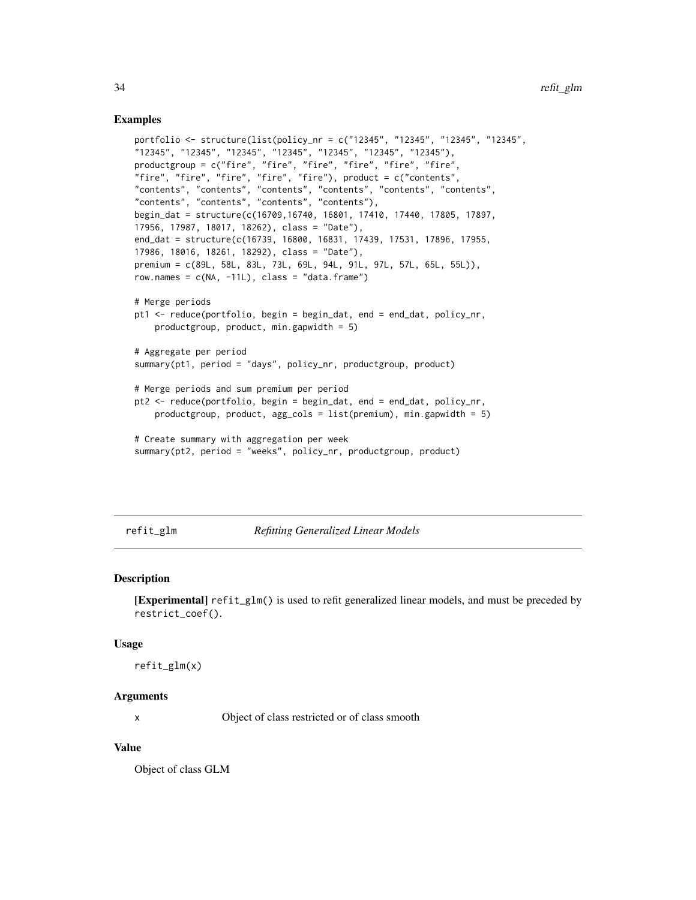## Examples

```
portfolio <- structure(list(policy_nr = c("12345", "12345", "12345", "12345",
"12345", "12345", "12345", "12345", "12345", "12345", "12345"),
productgroup = c("fire", "fire", "fire", "fire", "fire", "fire",
"fire", "fire", "fire", "fire", "fire"), product = c("contents",
"contents", "contents", "contents", "contents", "contents", "contents",
"contents", "contents", "contents", "contents"),
begin_dat = structure(c(16709,16740, 16801, 17410, 17440, 17805, 17897,
17956, 17987, 18017, 18262), class = "Date"),
end_dat = structure(c(16739, 16800, 16831, 17439, 17531, 17896, 17955,
17986, 18016, 18261, 18292), class = "Date"),
premium = c(89L, 58L, 83L, 73L, 69L, 94L, 91L, 97L, 57L, 65L, 55L)),
row.names = c(NA, -11L), class = "data.frame")

# Merge periods
pt1 <- reduce(portfolio, begin = begin_dat, end = end_dat, policy_nr,
    productgroup, product, min.gapwidth = 5)

# Aggregate per period
summary(pt1, period = "days", policy_nr, productgroup, product)

# Merge periods and sum premium per period
pt2 <- reduce(portfolio, begin = begin_dat, end = end_dat, policy_nr,
    productgroup, product, agg_cols = list(premium), min.gapwidth = 5)

# Create summary with aggregation per week
summary(pt2, period = "weeks", policy_nr, productgroup, product)
```

---

## refit_glm — *Refitting Generalized Linear Models*

### Description

**[Experimental]** `refit_glm()` is used to refit generalized linear models, and must be preceded by `restrict_coef()`.

### Usage

```
refit_glm(x)
```

### Arguments

| | |
|---|---|
| x | Object of class restricted or of class smooth |

### Value

Object of class GLM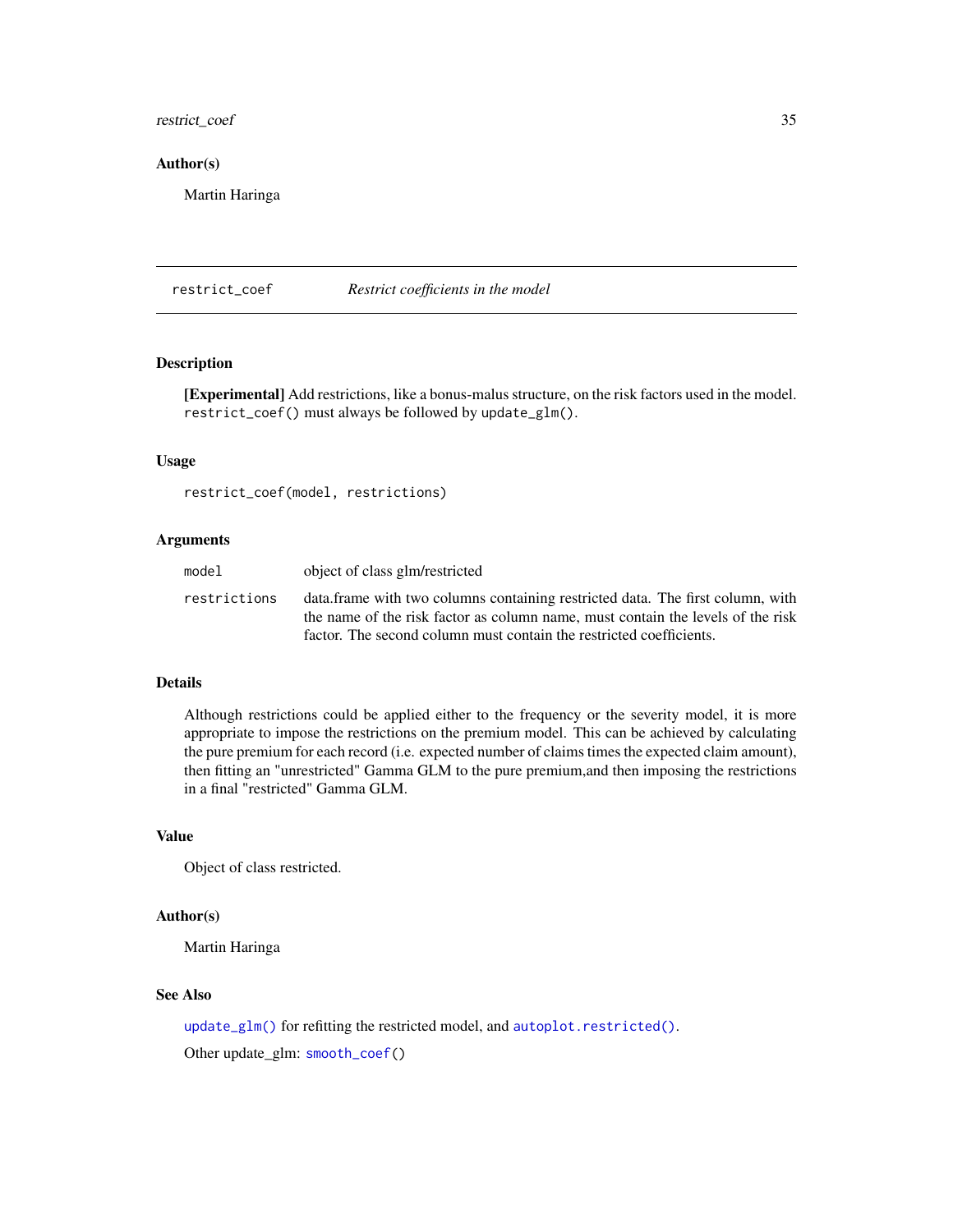### Author(s)

Martin Haringa

---

## restrict_coef &nbsp;&nbsp;&nbsp;&nbsp; *Restrict coefficients in the model*

---

### Description

**[Experimental]** Add restrictions, like a bonus-malus structure, on the risk factors used in the model. `restrict_coef()` must always be followed by `update_glm()`.

### Usage

```
restrict_coef(model, restrictions)
```

### Arguments

| | |
|---|---|
| `model` | object of class glm/restricted |
| `restrictions` | data.frame with two columns containing restricted data. The first column, with the name of the risk factor as column name, must contain the levels of the risk factor. The second column must contain the restricted coefficients. |

### Details

Although restrictions could be applied either to the frequency or the severity model, it is more appropriate to impose the restrictions on the premium model. This can be achieved by calculating the pure premium for each record (i.e. expected number of claims times the expected claim amount), then fitting an "unrestricted" Gamma GLM to the pure premium,and then imposing the restrictions in a final "restricted" Gamma GLM.

### Value

Object of class restricted.

### Author(s)

Martin Haringa

### See Also

`update_glm()` for refitting the restricted model, and `autoplot.restricted()`.

Other update_glm: `smooth_coef()`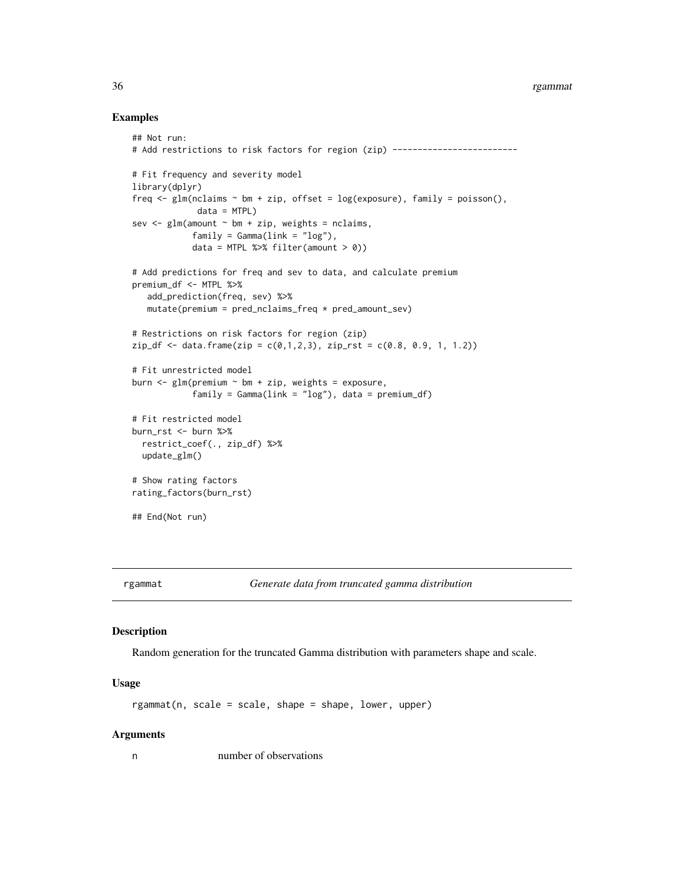### Examples

```
## Not run:
# Add restrictions to risk factors for region (zip) -------------------------

# Fit frequency and severity model
library(dplyr)
freq <- glm(nclaims ~ bm + zip, offset = log(exposure), family = poisson(),
             data = MTPL)
sev <- glm(amount ~ bm + zip, weights = nclaims,
            family = Gamma(link = "log"),
            data = MTPL %>% filter(amount > 0))

# Add predictions for freq and sev to data, and calculate premium
premium_df <- MTPL %>%
   add_prediction(freq, sev) %>%
   mutate(premium = pred_nclaims_freq * pred_amount_sev)

# Restrictions on risk factors for region (zip)
zip_df <- data.frame(zip = c(0,1,2,3), zip_rst = c(0.8, 0.9, 1, 1.2))

# Fit unrestricted model
burn <- glm(premium ~ bm + zip, weights = exposure,
            family = Gamma(link = "log"), data = premium_df)

# Fit restricted model
burn_rst <- burn %>%
  restrict_coef(., zip_df) %>%
  update_glm()

# Show rating factors
rating_factors(burn_rst)

## End(Not run)
```

---

## rgammat — *Generate data from truncated gamma distribution*

### Description

Random generation for the truncated Gamma distribution with parameters shape and scale.

### Usage

```
rgammat(n, scale = scale, shape = shape, lower, upper)
```

### Arguments

| | |
|---|---|
| n | number of observations |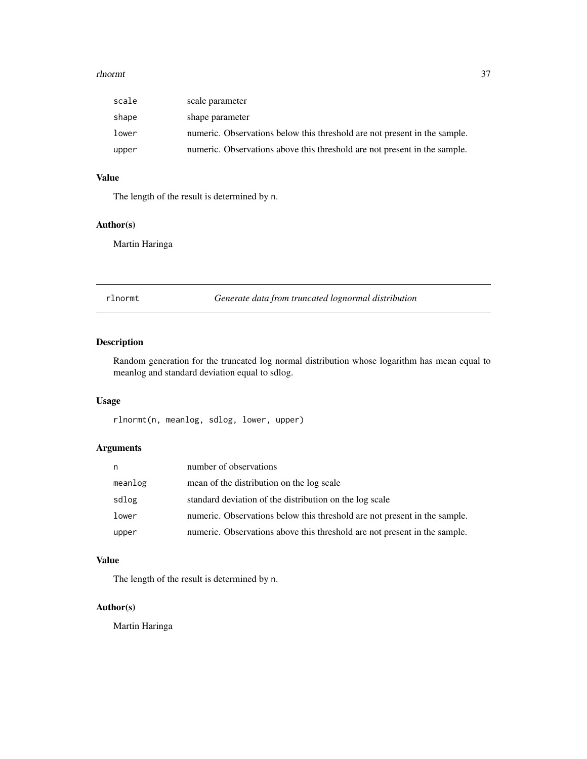| | |
|---|---|
| scale | scale parameter |
| shape | shape parameter |
| lower | numeric. Observations below this threshold are not present in the sample. |
| upper | numeric. Observations above this threshold are not present in the sample. |

### Value

The length of the result is determined by n.

### Author(s)

Martin Haringa

## rlnormt — *Generate data from truncated lognormal distribution*

### Description

Random generation for the truncated log normal distribution whose logarithm has mean equal to meanlog and standard deviation equal to sdlog.

### Usage

```
rlnormt(n, meanlog, sdlog, lower, upper)
```

### Arguments

| | |
|---|---|
| n | number of observations |
| meanlog | mean of the distribution on the log scale |
| sdlog | standard deviation of the distribution on the log scale |
| lower | numeric. Observations below this threshold are not present in the sample. |
| upper | numeric. Observations above this threshold are not present in the sample. |

### Value

The length of the result is determined by n.

### Author(s)

Martin Haringa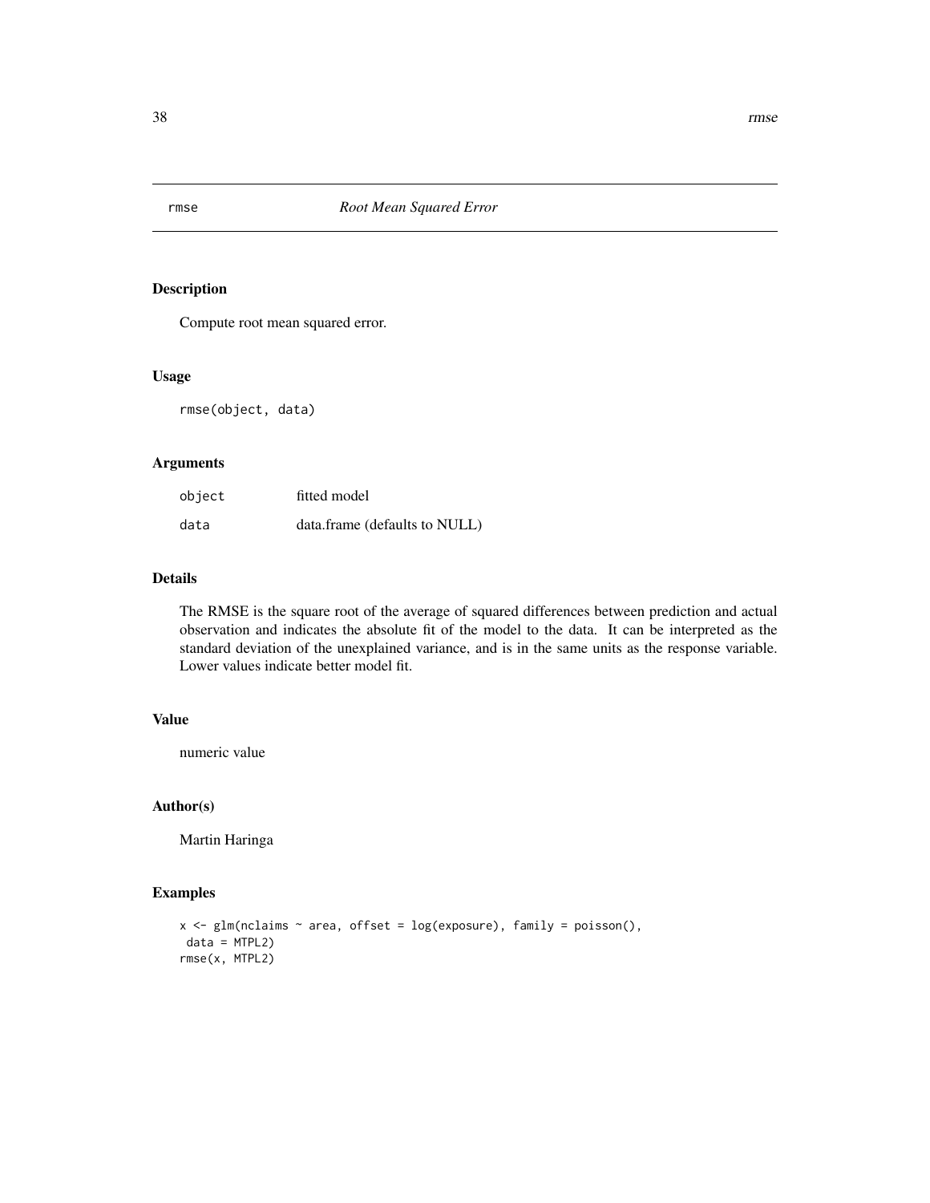# rmse — *Root Mean Squared Error*

## Description

Compute root mean squared error.

## Usage

```
rmse(object, data)
```

## Arguments

| | |
|---|---|
| `object` | fitted model |
| `data` | data.frame (defaults to NULL) |

## Details

The RMSE is the square root of the average of squared differences between prediction and actual observation and indicates the absolute fit of the model to the data. It can be interpreted as the standard deviation of the unexplained variance, and is in the same units as the response variable. Lower values indicate better model fit.

## Value

numeric value

## Author(s)

Martin Haringa

## Examples

```
x <- glm(nclaims ~ area, offset = log(exposure), family = poisson(),
 data = MTPL2)
rmse(x, MTPL2)
```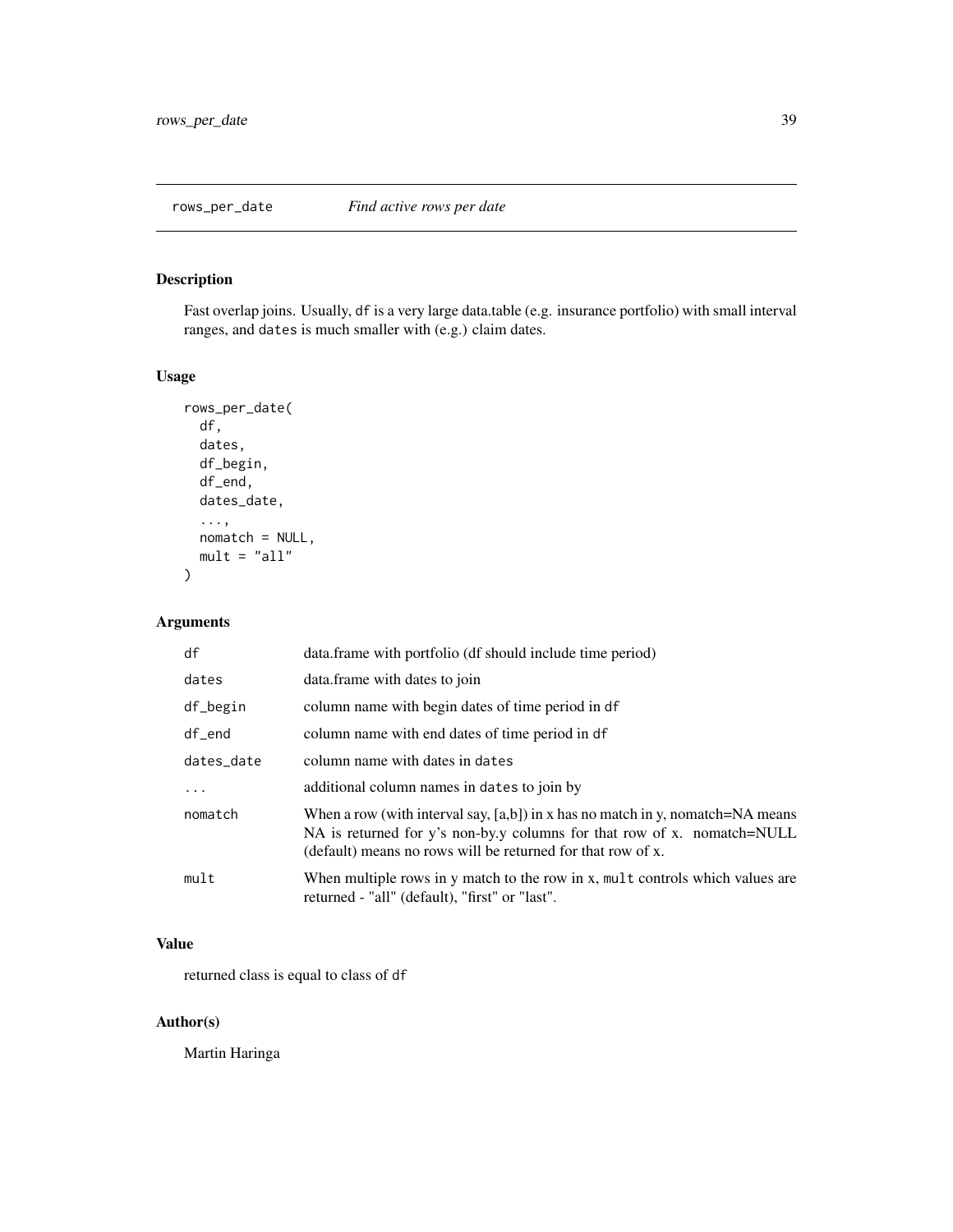## rows_per_date — *Find active rows per date*

### Description

Fast overlap joins. Usually, `df` is a very large data.table (e.g. insurance portfolio) with small interval ranges, and `dates` is much smaller with (e.g.) claim dates.

### Usage

```
rows_per_date(
  df,
  dates,
  df_begin,
  df_end,
  dates_date,
  ...,
  nomatch = NULL,
  mult = "all"
)
```

### Arguments

| | |
|---|---|
| `df` | data.frame with portfolio (df should include time period) |
| `dates` | data.frame with dates to join |
| `df_begin` | column name with begin dates of time period in `df` |
| `df_end` | column name with end dates of time period in `df` |
| `dates_date` | column name with dates in `dates` |
| `...` | additional column names in `dates` to join by |
| `nomatch` | When a row (with interval say, [a,b]) in x has no match in y, nomatch=NA means NA is returned for y's non-by.y columns for that row of x. nomatch=NULL (default) means no rows will be returned for that row of x. |
| `mult` | When multiple rows in y match to the row in x, `mult` controls which values are returned - "all" (default), "first" or "last". |

### Value

returned class is equal to class of `df`

### Author(s)

Martin Haringa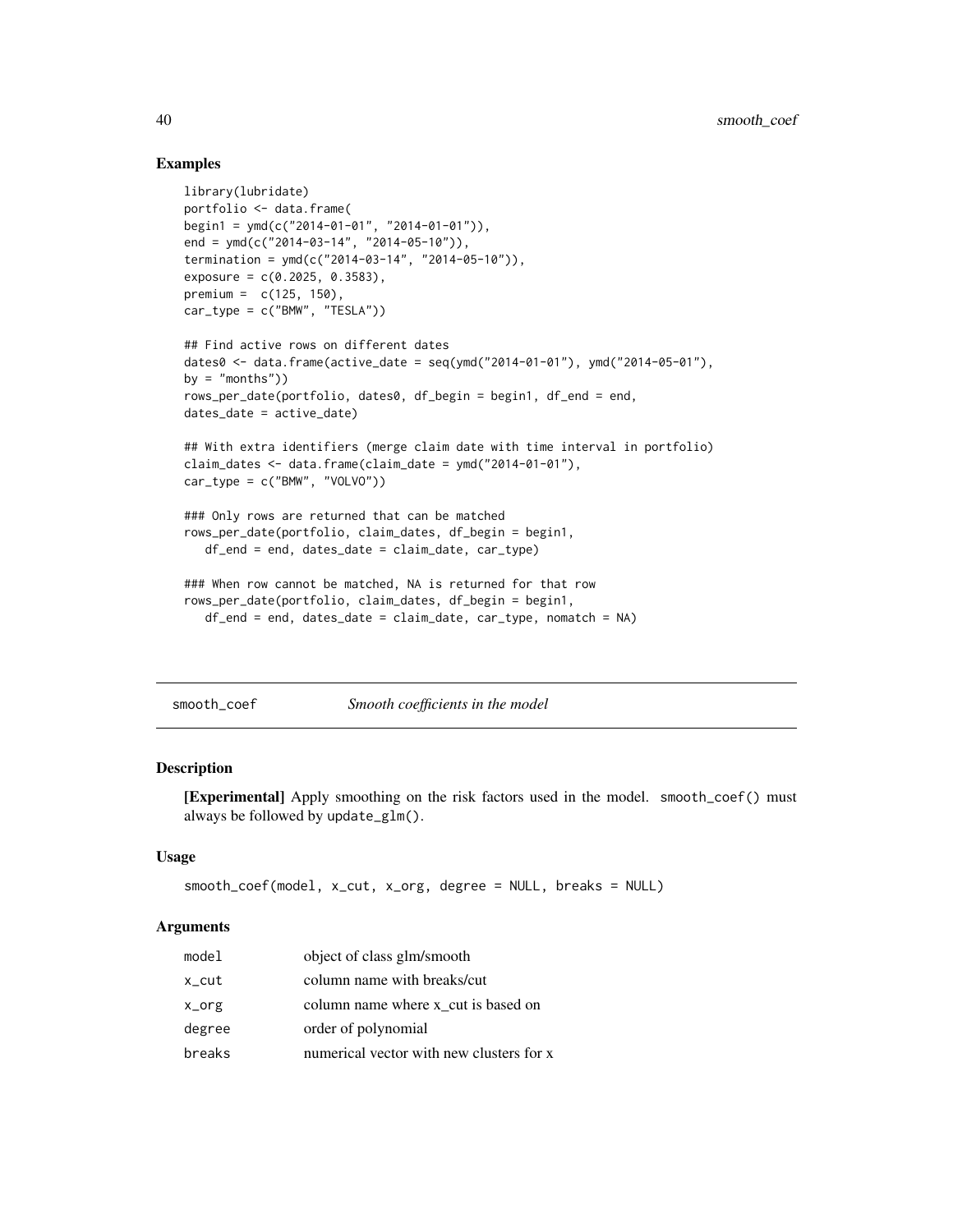## Examples

```
library(lubridate)
portfolio <- data.frame(
begin1 = ymd(c("2014-01-01", "2014-01-01")),
end = ymd(c("2014-03-14", "2014-05-10")),
termination = ymd(c("2014-03-14", "2014-05-10")),
exposure = c(0.2025, 0.3583),
premium =  c(125, 150),
car_type = c("BMW", "TESLA"))

## Find active rows on different dates
dates0 <- data.frame(active_date = seq(ymd("2014-01-01"), ymd("2014-05-01"),
by = "months"))
rows_per_date(portfolio, dates0, df_begin = begin1, df_end = end,
dates_date = active_date)

## With extra identifiers (merge claim date with time interval in portfolio)
claim_dates <- data.frame(claim_date = ymd("2014-01-01"),
car_type = c("BMW", "VOLVO"))

### Only rows are returned that can be matched
rows_per_date(portfolio, claim_dates, df_begin = begin1,
   df_end = end, dates_date = claim_date, car_type)

### When row cannot be matched, NA is returned for that row
rows_per_date(portfolio, claim_dates, df_begin = begin1,
   df_end = end, dates_date = claim_date, car_type, nomatch = NA)
```

---

# smooth_coef — *Smooth coefficients in the model*

## Description

**[Experimental]** Apply smoothing on the risk factors used in the model. `smooth_coef()` must always be followed by `update_glm()`.

## Usage

```
smooth_coef(model, x_cut, x_org, degree = NULL, breaks = NULL)
```

## Arguments

| | |
|---|---|
| `model` | object of class glm/smooth |
| `x_cut` | column name with breaks/cut |
| `x_org` | column name where x_cut is based on |
| `degree` | order of polynomial |
| `breaks` | numerical vector with new clusters for x |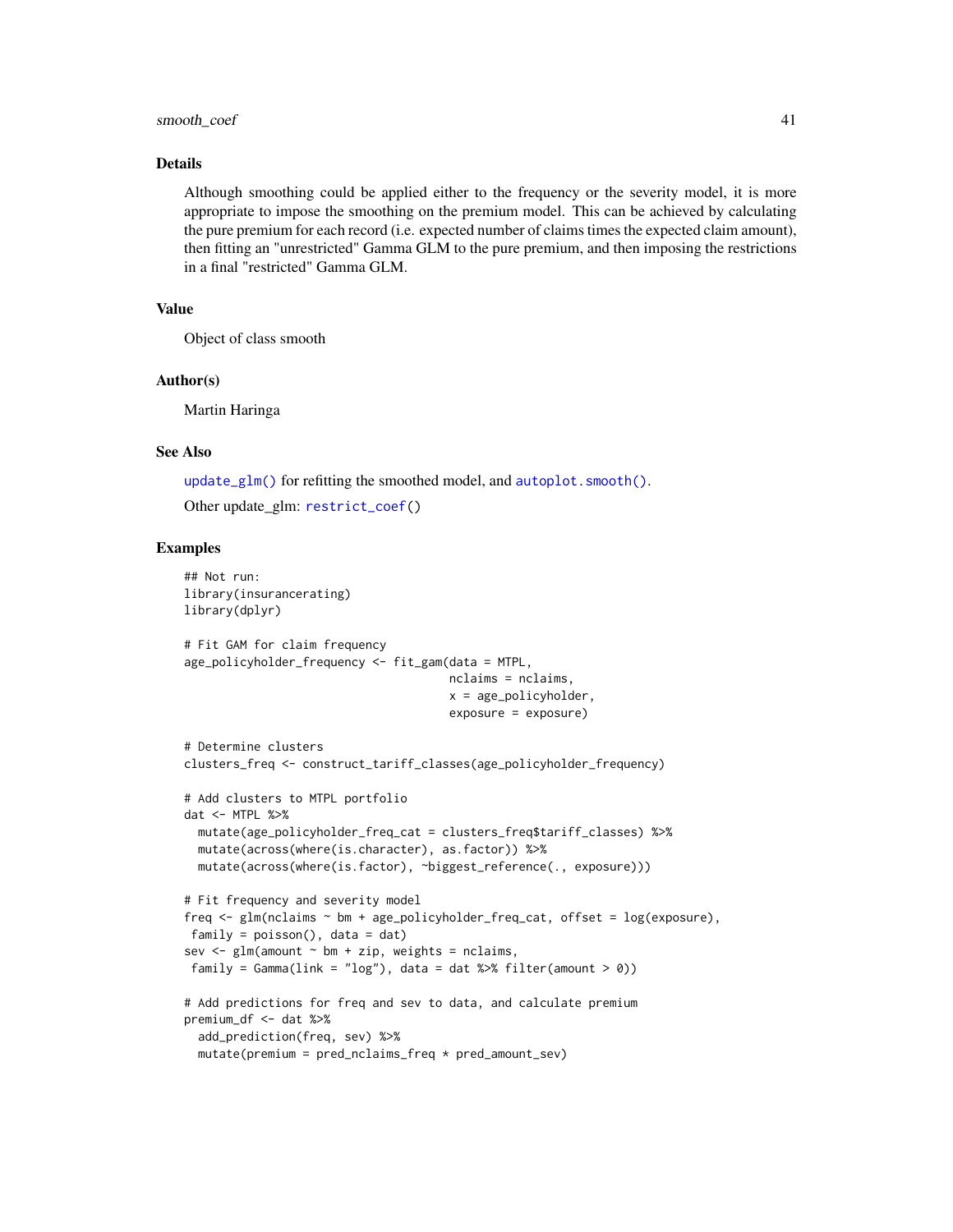## Details

Although smoothing could be applied either to the frequency or the severity model, it is more appropriate to impose the smoothing on the premium model. This can be achieved by calculating the pure premium for each record (i.e. expected number of claims times the expected claim amount), then fitting an "unrestricted" Gamma GLM to the pure premium, and then imposing the restrictions in a final "restricted" Gamma GLM.

## Value

Object of class smooth

## Author(s)

Martin Haringa

## See Also

`update_glm()` for refitting the smoothed model, and `autoplot.smooth()`.

Other update_glm: `restrict_coef()`

## Examples

```
## Not run:
library(insurancerating)
library(dplyr)

# Fit GAM for claim frequency
age_policyholder_frequency <- fit_gam(data = MTPL,
                                      nclaims = nclaims,
                                      x = age_policyholder,
                                      exposure = exposure)

# Determine clusters
clusters_freq <- construct_tariff_classes(age_policyholder_frequency)

# Add clusters to MTPL portfolio
dat <- MTPL %>%
  mutate(age_policyholder_freq_cat = clusters_freq$tariff_classes) %>%
  mutate(across(where(is.character), as.factor)) %>%
  mutate(across(where(is.factor), ~biggest_reference(., exposure)))

# Fit frequency and severity model
freq <- glm(nclaims ~ bm + age_policyholder_freq_cat, offset = log(exposure),
 family = poisson(), data = dat)
sev <- glm(amount ~ bm + zip, weights = nclaims,
 family = Gamma(link = "log"), data = dat %>% filter(amount > 0))

# Add predictions for freq and sev to data, and calculate premium
premium_df <- dat %>%
  add_prediction(freq, sev) %>%
  mutate(premium = pred_nclaims_freq * pred_amount_sev)
```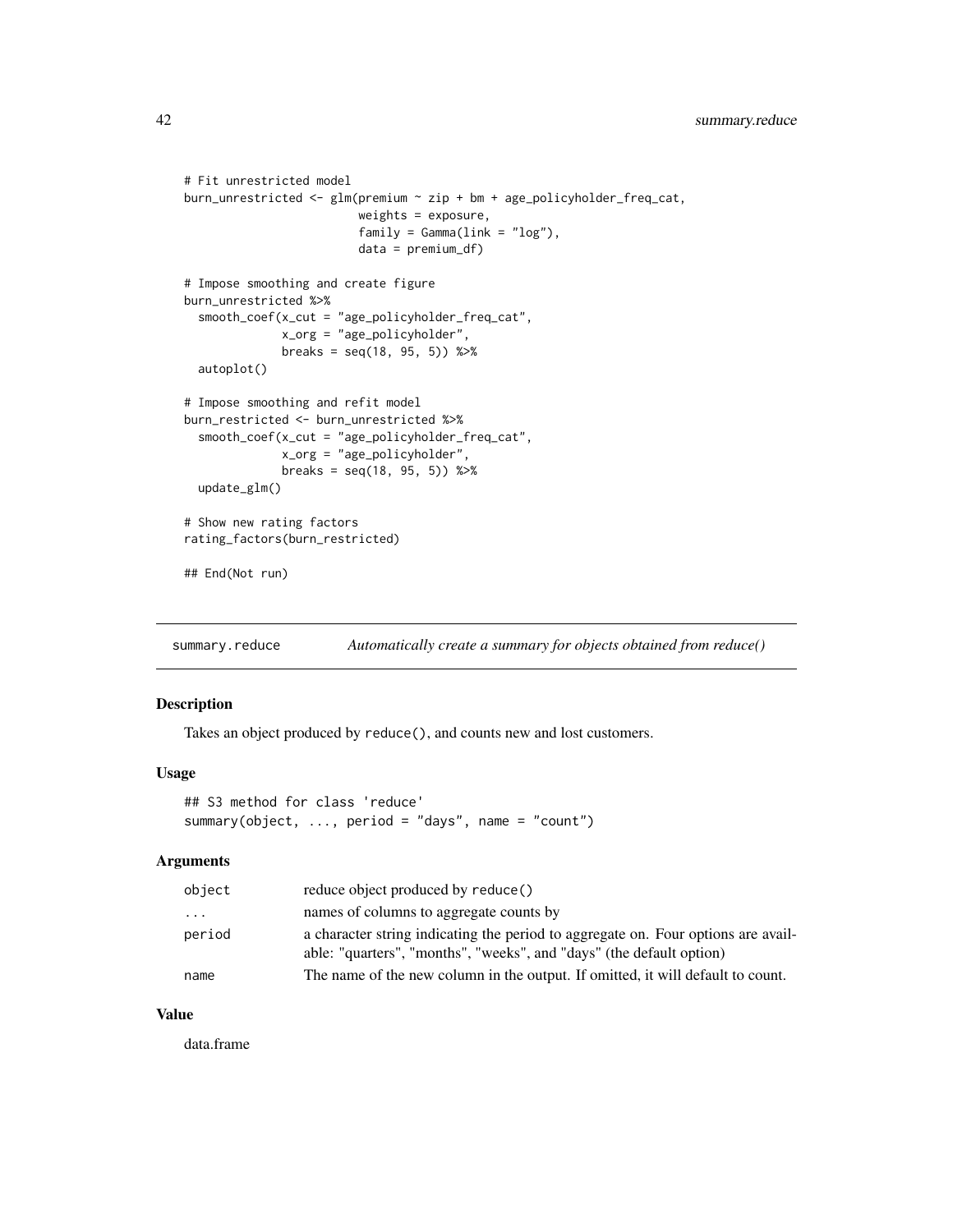```
# Fit unrestricted model
burn_unrestricted <- glm(premium ~ zip + bm + age_policyholder_freq_cat,
                         weights = exposure,
                         family = Gamma(link = "log"),
                         data = premium_df)

# Impose smoothing and create figure
burn_unrestricted %>%
  smooth_coef(x_cut = "age_policyholder_freq_cat",
              x_org = "age_policyholder",
              breaks = seq(18, 95, 5)) %>%
  autoplot()

# Impose smoothing and refit model
burn_restricted <- burn_unrestricted %>%
  smooth_coef(x_cut = "age_policyholder_freq_cat",
              x_org = "age_policyholder",
              breaks = seq(18, 95, 5)) %>%
  update_glm()

# Show new rating factors
rating_factors(burn_restricted)

## End(Not run)
```

## summary.reduce — *Automatically create a summary for objects obtained from reduce()*

### Description

Takes an object produced by `reduce()`, and counts new and lost customers.

### Usage

```
## S3 method for class 'reduce'
summary(object, ..., period = "days", name = "count")
```

### Arguments

| | |
|---|---|
| `object` | reduce object produced by `reduce()` |
| `...` | names of columns to aggregate counts by |
| `period` | a character string indicating the period to aggregate on. Four options are available: "quarters", "months", "weeks", and "days" (the default option) |
| `name` | The name of the new column in the output. If omitted, it will default to count. |

### Value

data.frame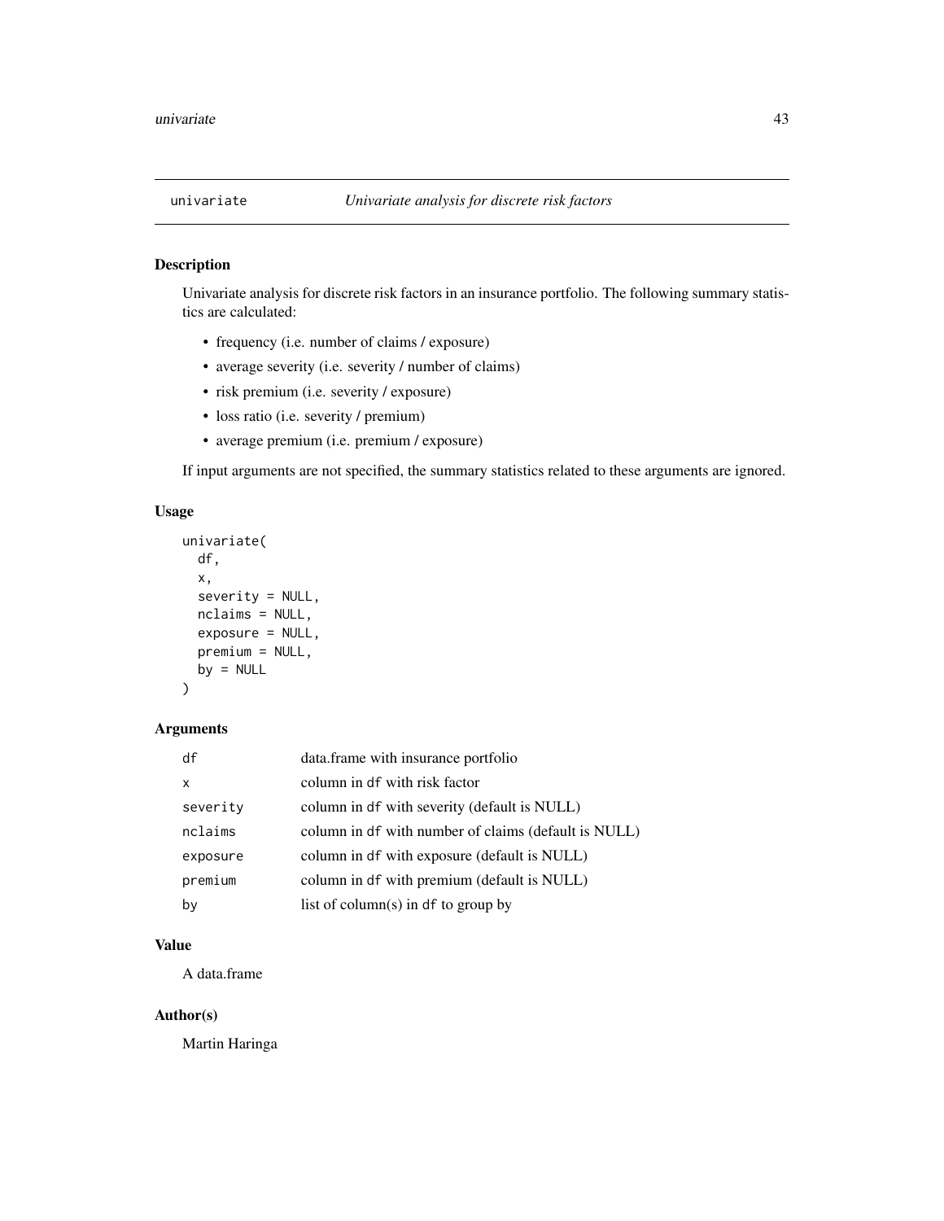# univariate *Univariate analysis for discrete risk factors*

## Description

Univariate analysis for discrete risk factors in an insurance portfolio. The following summary statistics are calculated:

- frequency (i.e. number of claims / exposure)
- average severity (i.e. severity / number of claims)
- risk premium (i.e. severity / exposure)
- loss ratio (i.e. severity / premium)
- average premium (i.e. premium / exposure)

If input arguments are not specified, the summary statistics related to these arguments are ignored.

## Usage

```
univariate(
  df,
  x,
  severity = NULL,
  nclaims = NULL,
  exposure = NULL,
  premium = NULL,
  by = NULL
)
```

## Arguments

| | |
|---|---|
| `df` | data.frame with insurance portfolio |
| `x` | column in `df` with risk factor |
| `severity` | column in `df` with severity (default is NULL) |
| `nclaims` | column in `df` with number of claims (default is NULL) |
| `exposure` | column in `df` with exposure (default is NULL) |
| `premium` | column in `df` with premium (default is NULL) |
| `by` | list of column(s) in `df` to group by |

## Value

A data.frame

## Author(s)

Martin Haringa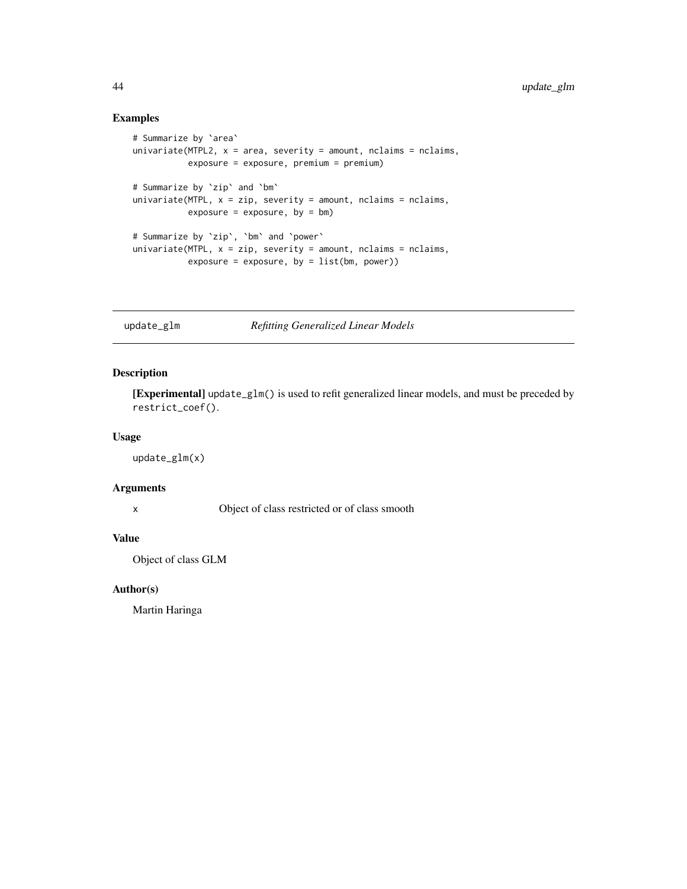## Examples

```
# Summarize by `area`
univariate(MTPL2, x = area, severity = amount, nclaims = nclaims,
           exposure = exposure, premium = premium)

# Summarize by `zip` and `bm`
univariate(MTPL, x = zip, severity = amount, nclaims = nclaims,
           exposure = exposure, by = bm)

# Summarize by `zip`, `bm` and `power`
univariate(MTPL, x = zip, severity = amount, nclaims = nclaims,
           exposure = exposure, by = list(bm, power))
```

---

# update_glm    *Refitting Generalized Linear Models*

---

## Description

**[Experimental]** `update_glm()` is used to refit generalized linear models, and must be preceded by `restrict_coef()`.

## Usage

```
update_glm(x)
```

## Arguments

| | |
|---|---|
| x | Object of class restricted or of class smooth |

## Value

Object of class GLM

## Author(s)

Martin Haringa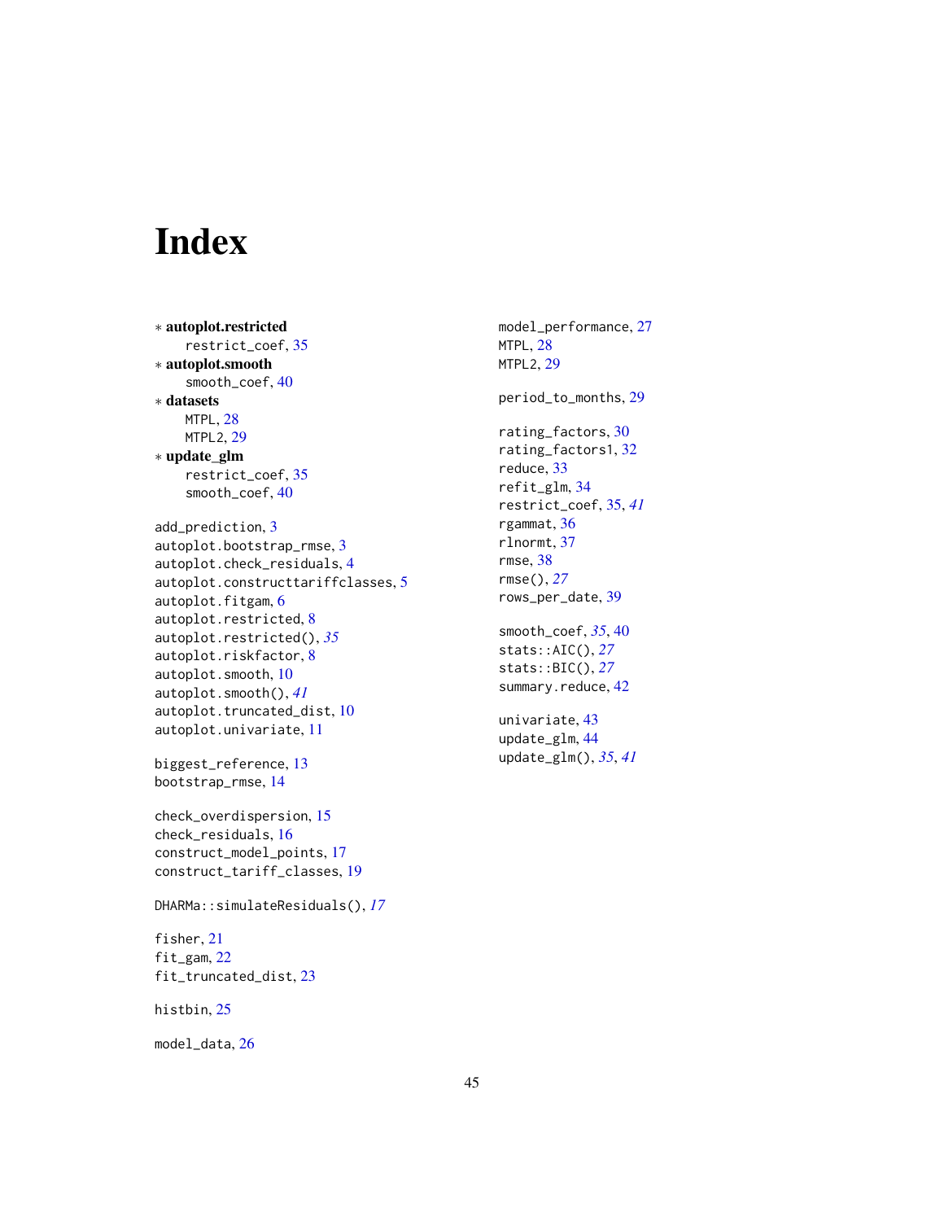# Index

∗ **autoplot.restricted**
    restrict_coef, 35
∗ **autoplot.smooth**
    smooth_coef, 40
∗ **datasets**
    MTPL, 28
    MTPL2, 29
∗ **update_glm**
    restrict_coef, 35
    smooth_coef, 40

add_prediction, 3
autoplot.bootstrap_rmse, 3
autoplot.check_residuals, 4
autoplot.constructtariffclasses, 5
autoplot.fitgam, 6
autoplot.restricted, 8
autoplot.restricted(), *35*
autoplot.riskfactor, 8
autoplot.smooth, 10
autoplot.smooth(), *41*
autoplot.truncated_dist, 10
autoplot.univariate, 11

biggest_reference, 13
bootstrap_rmse, 14

check_overdispersion, 15
check_residuals, 16
construct_model_points, 17
construct_tariff_classes, 19

DHARMa::simulateResiduals(), *17*

fisher, 21
fit_gam, 22
fit_truncated_dist, 23

histbin, 25

model_data, 26
model_performance, 27
MTPL, 28
MTPL2, 29

period_to_months, 29

rating_factors, 30
rating_factors1, 32
reduce, 33
refit_glm, 34
restrict_coef, 35, *41*
rgammat, 36
rlnormt, 37
rmse, 38
rmse(), *27*
rows_per_date, 39

smooth_coef, *35*, 40
stats::AIC(), *27*
stats::BIC(), *27*
summary.reduce, 42

univariate, 43
update_glm, 44
update_glm(), *35*, *41*